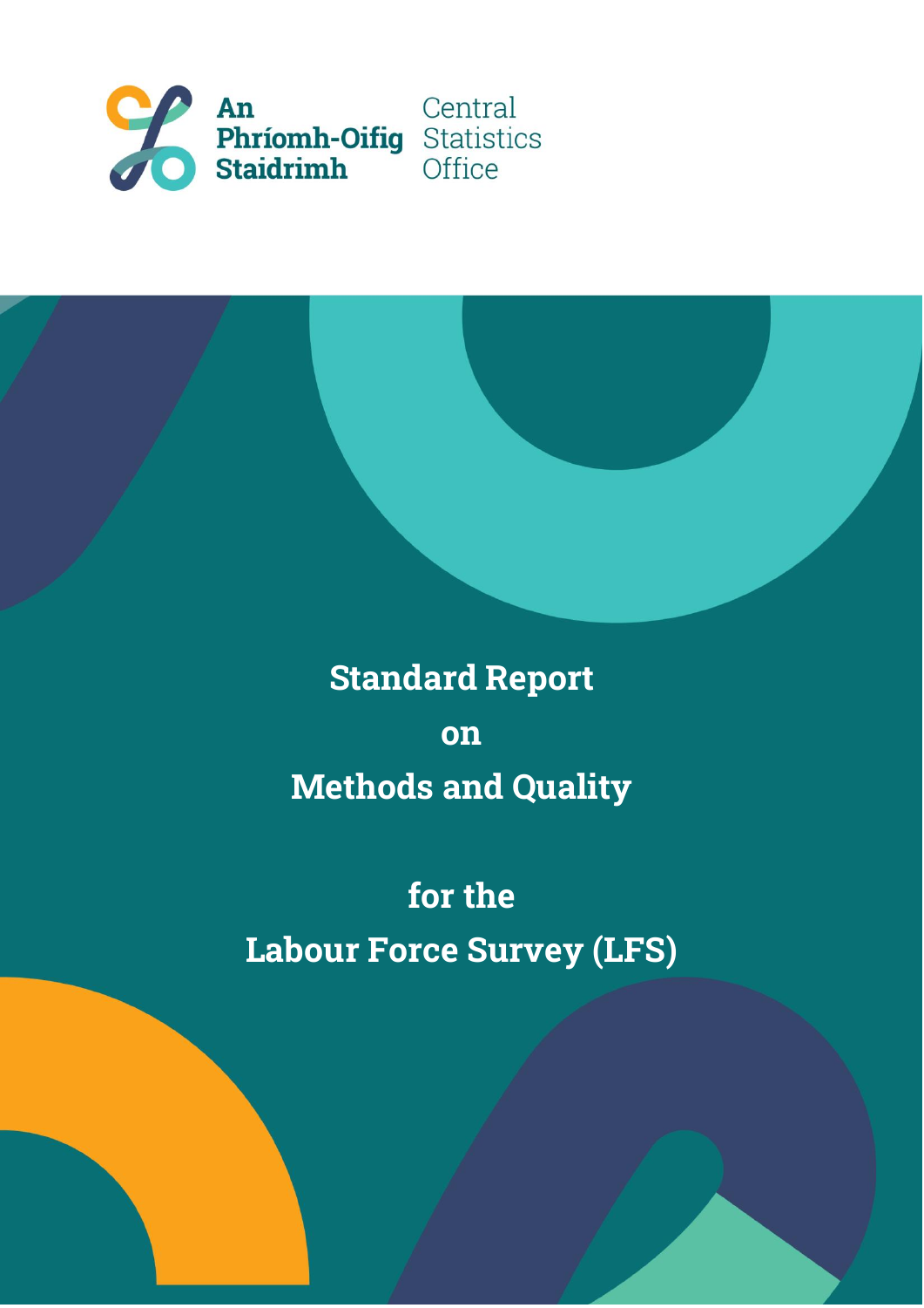An Phríomh-Oifig Staidrimh

Central Statistics Office

# Standard Report on Methods and Quality for the Labour Force Survey (LFS)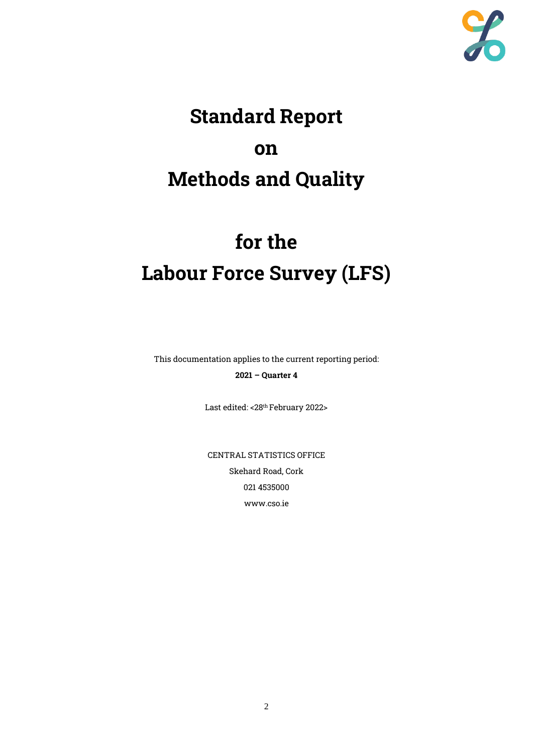# Standard Report on Methods and Quality

# for the Labour Force Survey (LFS)

This documentation applies to the current reporting period:

**2021 – Quarter 4**

Last edited: <28th February 2022>

CENTRAL STATISTICS OFFICE

Skehard Road, Cork

021 4535000

www.cso.ie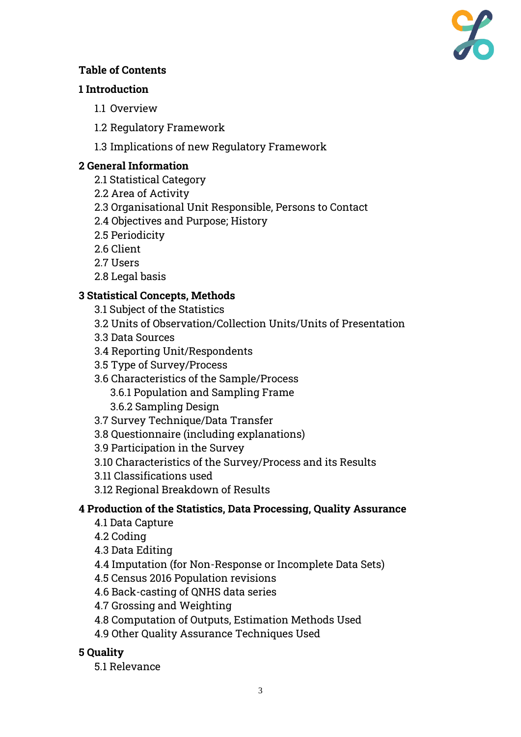**Table of Contents**

**1 Introduction**

- 1.1 Overview
- 1.2 Regulatory Framework
- 1.3 Implications of new Regulatory Framework

**2 General Information**

- 2.1 Statistical Category
- 2.2 Area of Activity
- 2.3 Organisational Unit Responsible, Persons to Contact
- 2.4 Objectives and Purpose; History
- 2.5 Periodicity
- 2.6 Client
- 2.7 Users
- 2.8 Legal basis

**3 Statistical Concepts, Methods**

- 3.1 Subject of the Statistics
- 3.2 Units of Observation/Collection Units/Units of Presentation
- 3.3 Data Sources
- 3.4 Reporting Unit/Respondents
- 3.5 Type of Survey/Process
- 3.6 Characteristics of the Sample/Process
  - 3.6.1 Population and Sampling Frame
  - 3.6.2 Sampling Design
- 3.7 Survey Technique/Data Transfer
- 3.8 Questionnaire (including explanations)
- 3.9 Participation in the Survey
- 3.10 Characteristics of the Survey/Process and its Results
- 3.11 Classifications used
- 3.12 Regional Breakdown of Results

**4 Production of the Statistics, Data Processing, Quality Assurance**

- 4.1 Data Capture
- 4.2 Coding
- 4.3 Data Editing
- 4.4 Imputation (for Non-Response or Incomplete Data Sets)
- 4.5 Census 2016 Population revisions
- 4.6 Back-casting of QNHS data series
- 4.7 Grossing and Weighting
- 4.8 Computation of Outputs, Estimation Methods Used
- 4.9 Other Quality Assurance Techniques Used

**5 Quality**

- 5.1 Relevance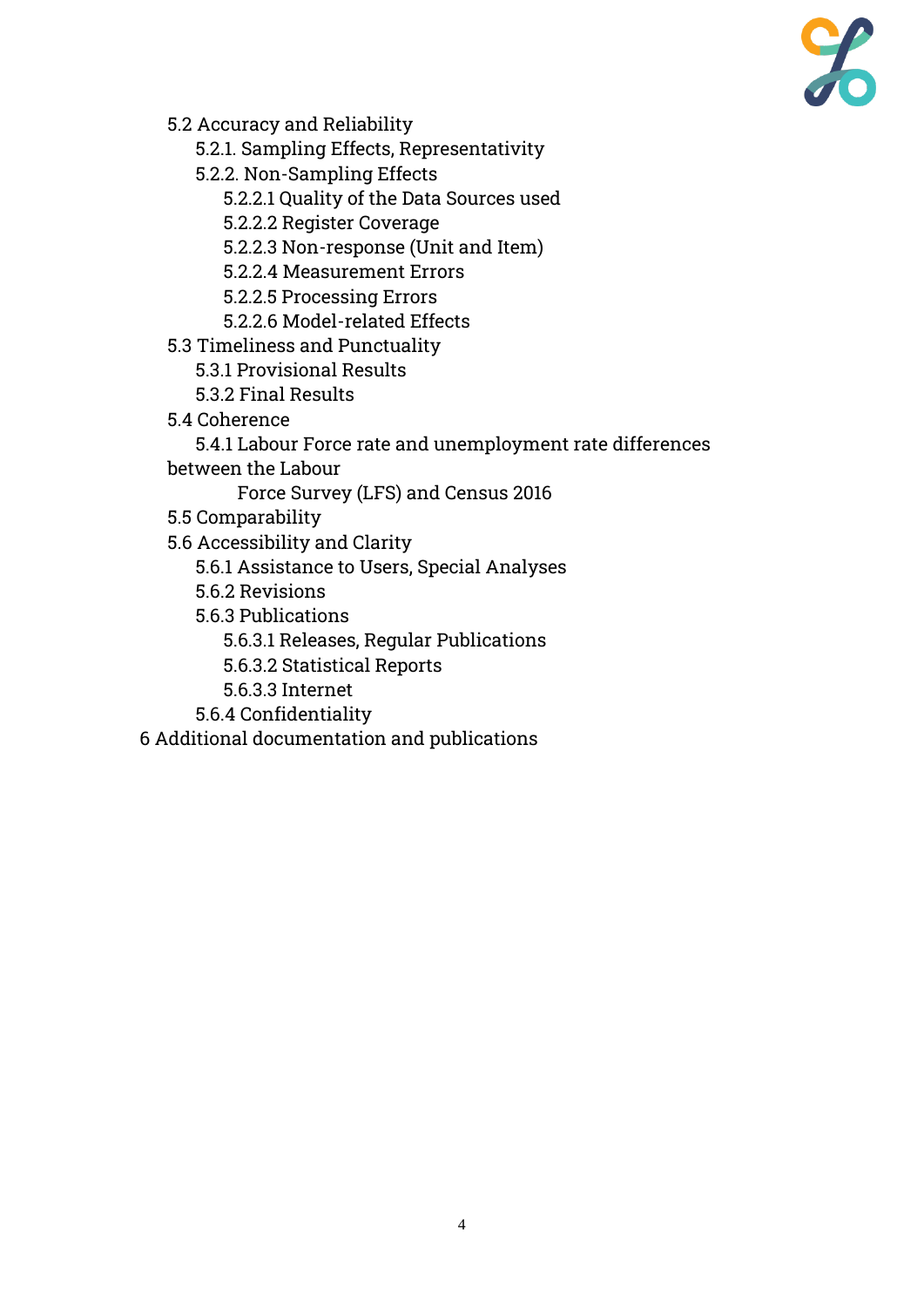- 5.2 Accuracy and Reliability
  - 5.2.1. Sampling Effects, Representativity
  - 5.2.2. Non-Sampling Effects
    - 5.2.2.1 Quality of the Data Sources used
    - 5.2.2.2 Register Coverage
    - 5.2.2.3 Non-response (Unit and Item)
    - 5.2.2.4 Measurement Errors
    - 5.2.2.5 Processing Errors
    - 5.2.2.6 Model-related Effects
- 5.3 Timeliness and Punctuality
  - 5.3.1 Provisional Results
  - 5.3.2 Final Results
- 5.4 Coherence
  - 5.4.1 Labour Force rate and unemployment rate differences between the Labour Force Survey (LFS) and Census 2016
- 5.5 Comparability
- 5.6 Accessibility and Clarity
  - 5.6.1 Assistance to Users, Special Analyses
  - 5.6.2 Revisions
  - 5.6.3 Publications
    - 5.6.3.1 Releases, Regular Publications
    - 5.6.3.2 Statistical Reports
    - 5.6.3.3 Internet
  - 5.6.4 Confidentiality

6 Additional documentation and publications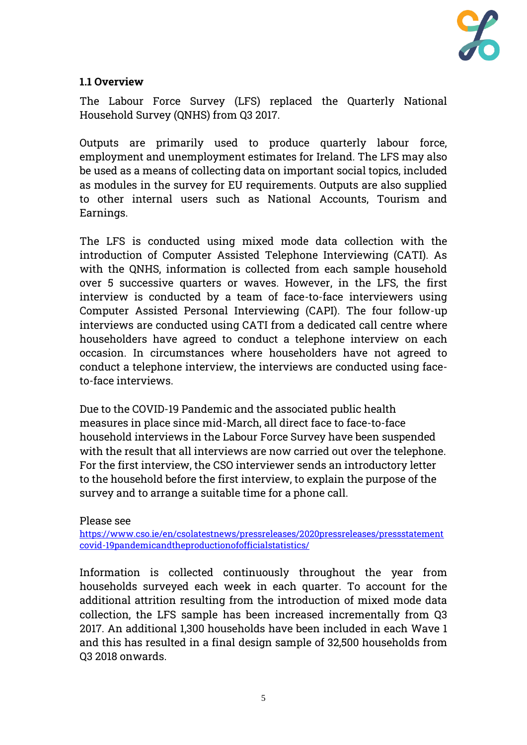### 1.1 Overview

The Labour Force Survey (LFS) replaced the Quarterly National Household Survey (QNHS) from Q3 2017.

Outputs are primarily used to produce quarterly labour force, employment and unemployment estimates for Ireland. The LFS may also be used as a means of collecting data on important social topics, included as modules in the survey for EU requirements. Outputs are also supplied to other internal users such as National Accounts, Tourism and Earnings.

The LFS is conducted using mixed mode data collection with the introduction of Computer Assisted Telephone Interviewing (CATI). As with the QNHS, information is collected from each sample household over 5 successive quarters or waves. However, in the LFS, the first interview is conducted by a team of face-to-face interviewers using Computer Assisted Personal Interviewing (CAPI). The four follow-up interviews are conducted using CATI from a dedicated call centre where householders have agreed to conduct a telephone interview on each occasion. In circumstances where householders have not agreed to conduct a telephone interview, the interviews are conducted using face-to-face interviews.

Due to the COVID-19 Pandemic and the associated public health measures in place since mid-March, all direct face to face-to-face household interviews in the Labour Force Survey have been suspended with the result that all interviews are now carried out over the telephone. For the first interview, the CSO interviewer sends an introductory letter to the household before the first interview, to explain the purpose of the survey and to arrange a suitable time for a phone call.

Please see
https://www.cso.ie/en/csolatestnews/pressreleases/2020pressreleases/pressstatementcovid-19pandemicandtheproductionofofficialstatistics/

Information is collected continuously throughout the year from households surveyed each week in each quarter. To account for the additional attrition resulting from the introduction of mixed mode data collection, the LFS sample has been increased incrementally from Q3 2017. An additional 1,300 households have been included in each Wave 1 and this has resulted in a final design sample of 32,500 households from Q3 2018 onwards.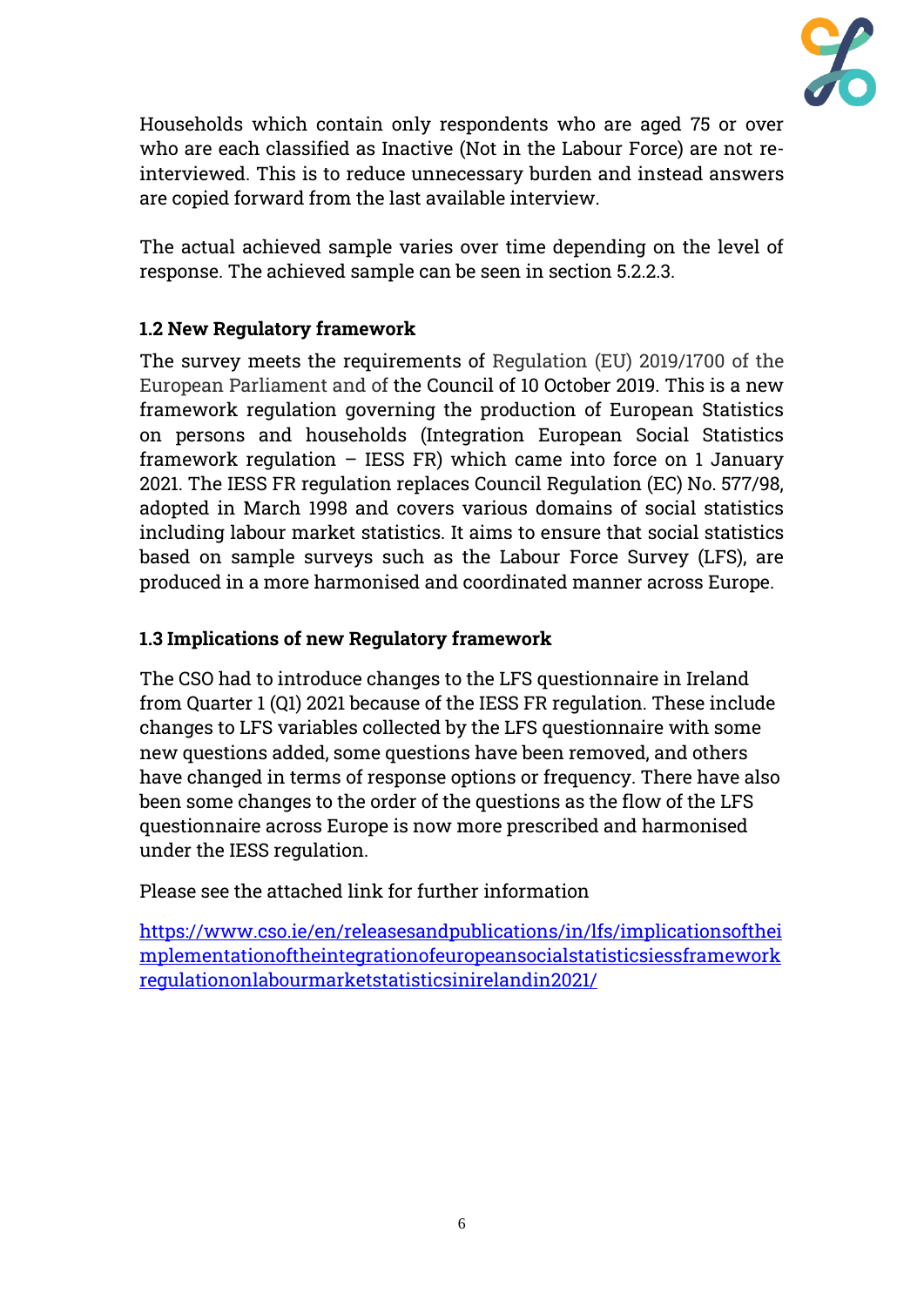Households which contain only respondents who are aged 75 or over who are each classified as Inactive (Not in the Labour Force) are not re-interviewed. This is to reduce unnecessary burden and instead answers are copied forward from the last available interview.

The actual achieved sample varies over time depending on the level of response. The achieved sample can be seen in section 5.2.2.3.

### 1.2 New Regulatory framework

The survey meets the requirements of Regulation (EU) 2019/1700 of the European Parliament and of the Council of 10 October 2019. This is a new framework regulation governing the production of European Statistics on persons and households (Integration European Social Statistics framework regulation – IESS FR) which came into force on 1 January 2021. The IESS FR regulation replaces Council Regulation (EC) No. 577/98, adopted in March 1998 and covers various domains of social statistics including labour market statistics. It aims to ensure that social statistics based on sample surveys such as the Labour Force Survey (LFS), are produced in a more harmonised and coordinated manner across Europe.

### 1.3 Implications of new Regulatory framework

The CSO had to introduce changes to the LFS questionnaire in Ireland from Quarter 1 (Q1) 2021 because of the IESS FR regulation. These include changes to LFS variables collected by the LFS questionnaire with some new questions added, some questions have been removed, and others have changed in terms of response options or frequency. There have also been some changes to the order of the questions as the flow of the LFS questionnaire across Europe is now more prescribed and harmonised under the IESS regulation.

Please see the attached link for further information

[https://www.cso.ie/en/releasesandpublications/in/lfs/implicationsoftheimplementationoftheintegrationofeuropeansocialstatisticsiessframeworkregulationonlabourmarketstatisticsinirelandin2021/](https://www.cso.ie/en/releasesandpublications/in/lfs/implicationsoftheimplementationoftheintegrationofeuropeansocialstatisticsiessframeworkregulationonlabourmarketstatisticsinirelandin2021/)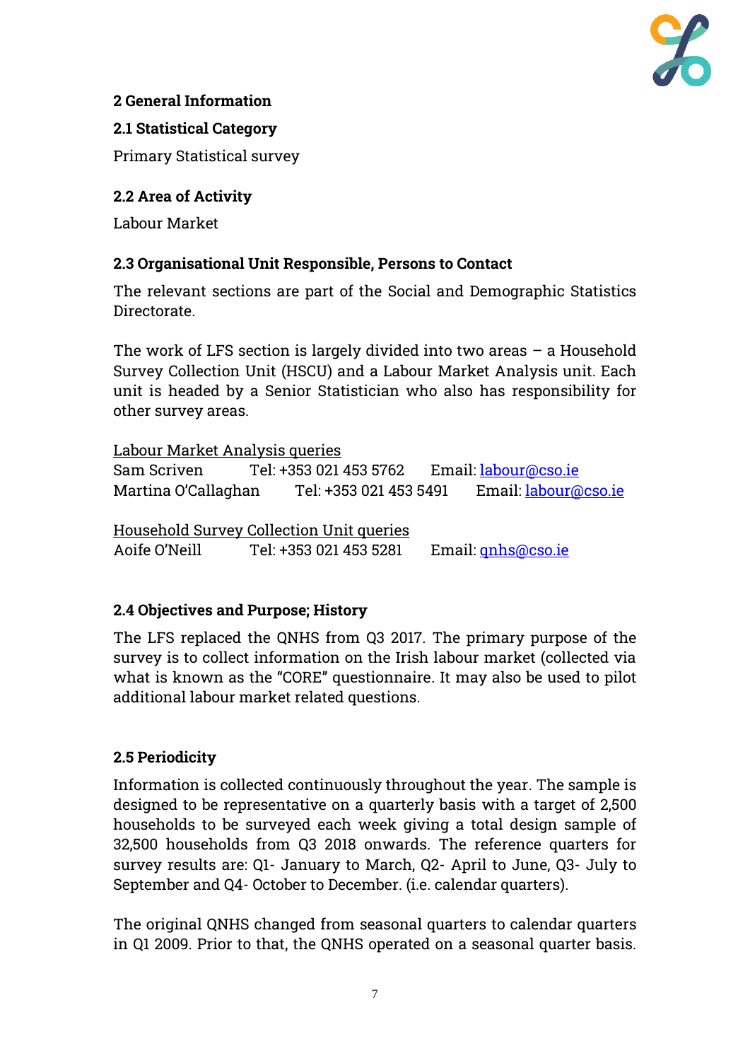## 2 General Information

### 2.1 Statistical Category

Primary Statistical survey

### 2.2 Area of Activity

Labour Market

### 2.3 Organisational Unit Responsible, Persons to Contact

The relevant sections are part of the Social and Demographic Statistics Directorate.

The work of LFS section is largely divided into two areas – a Household Survey Collection Unit (HSCU) and a Labour Market Analysis unit. Each unit is headed by a Senior Statistician who also has responsibility for other survey areas.

<u>Labour Market Analysis queries</u>
Sam Scriven Tel: +353 021 453 5762 Email: labour@cso.ie
Martina O'Callaghan Tel: +353 021 453 5491 Email: labour@cso.ie

<u>Household Survey Collection Unit queries</u>
Aoife O'Neill Tel: +353 021 453 5281 Email: qnhs@cso.ie

### 2.4 Objectives and Purpose; History

The LFS replaced the QNHS from Q3 2017. The primary purpose of the survey is to collect information on the Irish labour market (collected via what is known as the "CORE" questionnaire. It may also be used to pilot additional labour market related questions.

### 2.5 Periodicity

Information is collected continuously throughout the year. The sample is designed to be representative on a quarterly basis with a target of 2,500 households to be surveyed each week giving a total design sample of 32,500 households from Q3 2018 onwards. The reference quarters for survey results are: Q1- January to March, Q2- April to June, Q3- July to September and Q4- October to December. (i.e. calendar quarters).

The original QNHS changed from seasonal quarters to calendar quarters in Q1 2009. Prior to that, the QNHS operated on a seasonal quarter basis.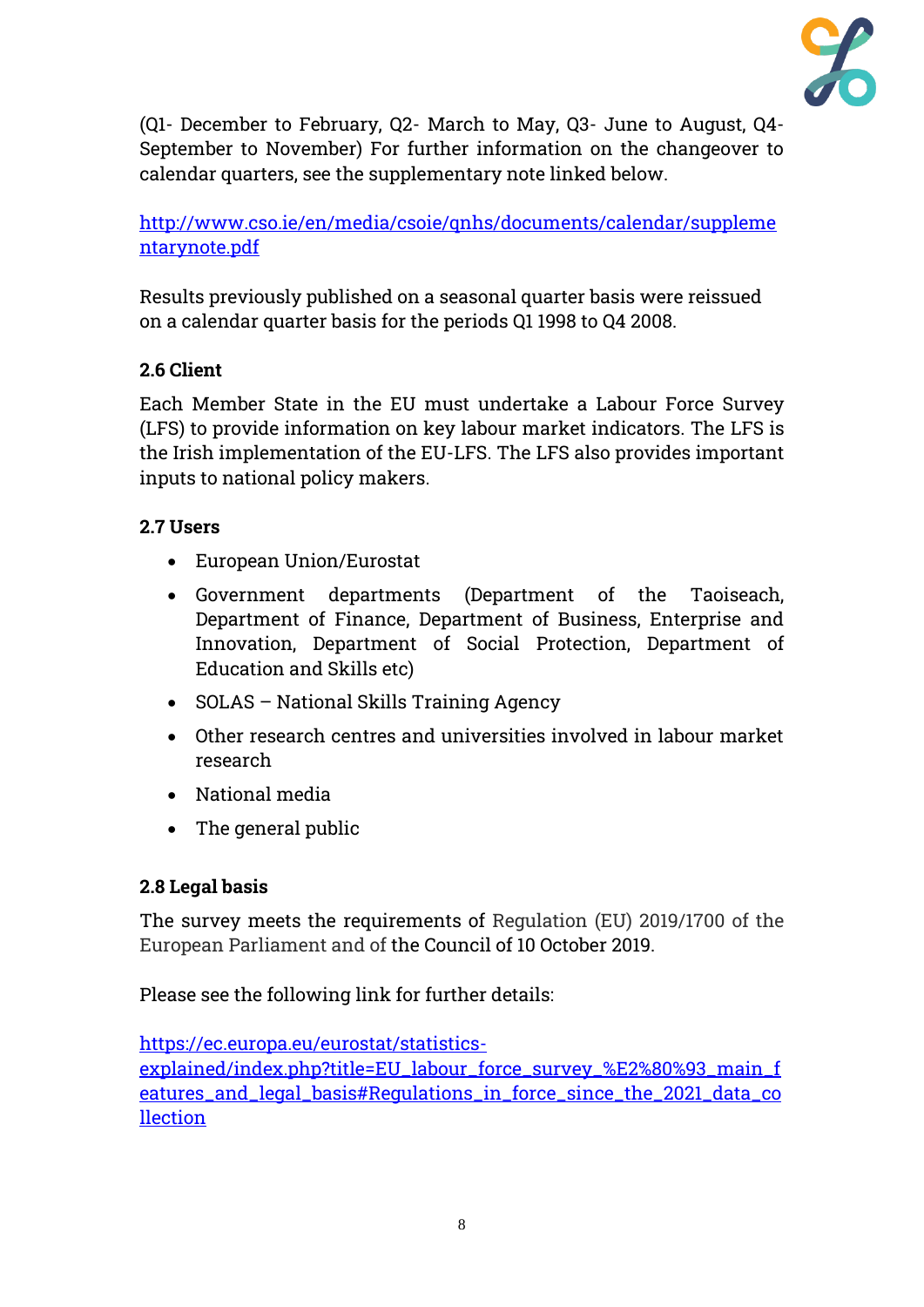(Q1- December to February, Q2- March to May, Q3- June to August, Q4- September to November) For further information on the changeover to calendar quarters, see the supplementary note linked below.

http://www.cso.ie/en/media/csoie/qnhs/documents/calendar/supplementarynote.pdf

Results previously published on a seasonal quarter basis were reissued on a calendar quarter basis for the periods Q1 1998 to Q4 2008.

### 2.6 Client

Each Member State in the EU must undertake a Labour Force Survey (LFS) to provide information on key labour market indicators. The LFS is the Irish implementation of the EU-LFS. The LFS also provides important inputs to national policy makers.

### 2.7 Users

- European Union/Eurostat
- Government departments (Department of the Taoiseach, Department of Finance, Department of Business, Enterprise and Innovation, Department of Social Protection, Department of Education and Skills etc)
- SOLAS – National Skills Training Agency
- Other research centres and universities involved in labour market research
- National media
- The general public

### 2.8 Legal basis

The survey meets the requirements of Regulation (EU) 2019/1700 of the European Parliament and of the Council of 10 October 2019.

Please see the following link for further details:

https://ec.europa.eu/eurostat/statistics-explained/index.php?title=EU_labour_force_survey_%E2%80%93_main_features_and_legal_basis#Regulations_in_force_since_the_2021_data_collection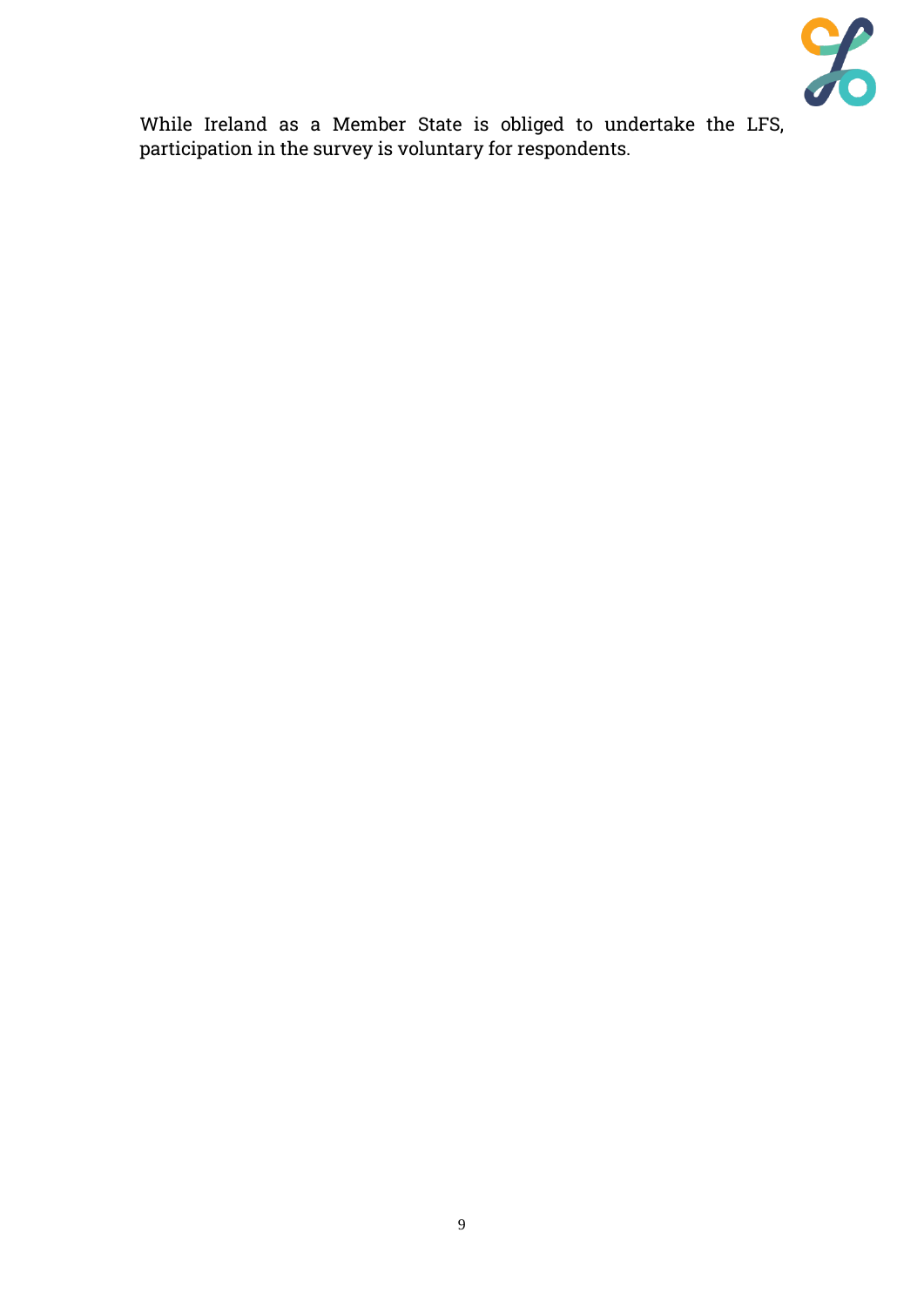While Ireland as a Member State is obliged to undertake the LFS, participation in the survey is voluntary for respondents.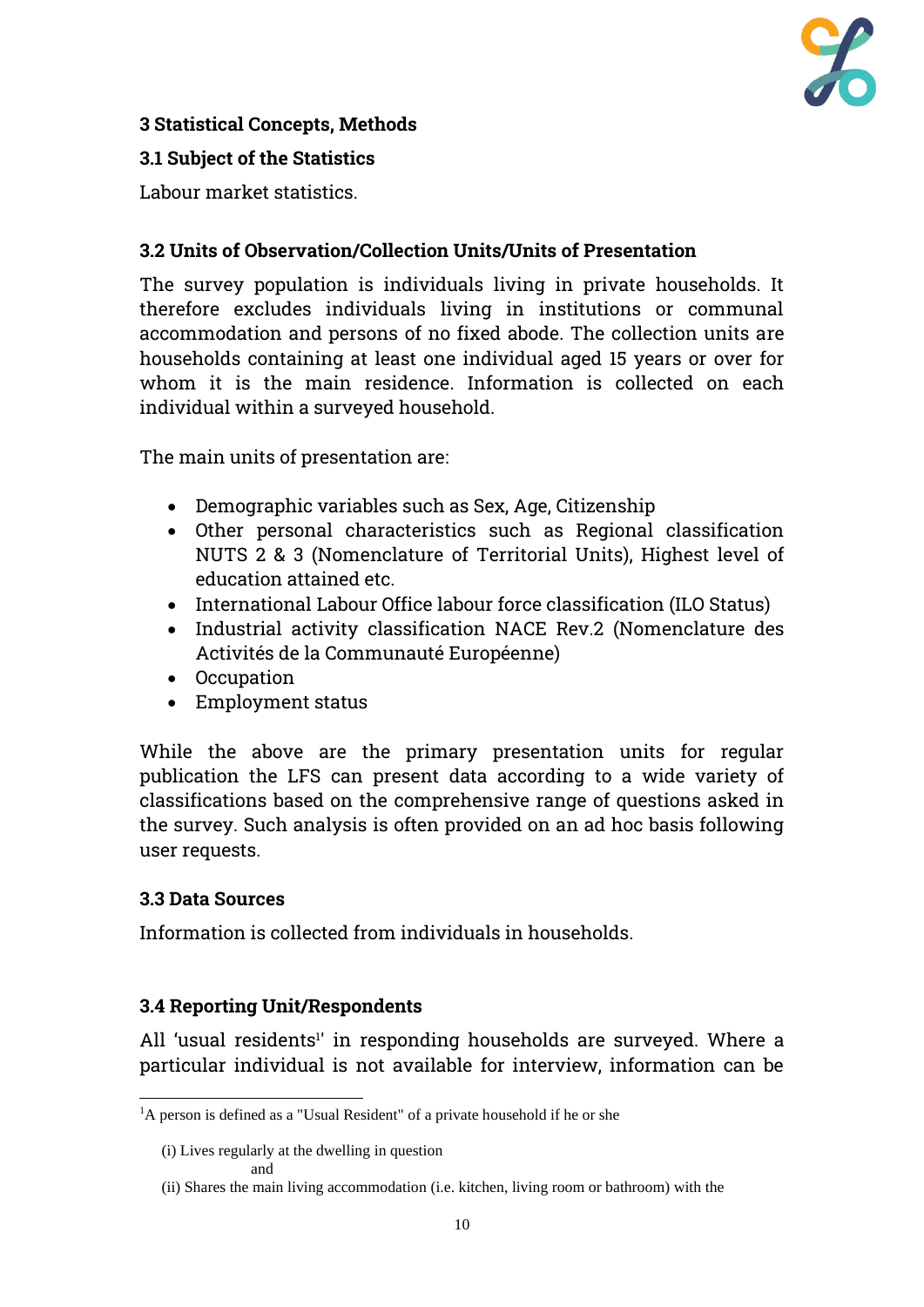## 3 Statistical Concepts, Methods

### 3.1 Subject of the Statistics

Labour market statistics.

### 3.2 Units of Observation/Collection Units/Units of Presentation

The survey population is individuals living in private households. It therefore excludes individuals living in institutions or communal accommodation and persons of no fixed abode. The collection units are households containing at least one individual aged 15 years or over for whom it is the main residence. Information is collected on each individual within a surveyed household.

The main units of presentation are:

- Demographic variables such as Sex, Age, Citizenship
- Other personal characteristics such as Regional classification NUTS 2 & 3 (Nomenclature of Territorial Units), Highest level of education attained etc.
- International Labour Office labour force classification (ILO Status)
- Industrial activity classification NACE Rev.2 (Nomenclature des Activités de la Communauté Européenne)
- Occupation
- Employment status

While the above are the primary presentation units for regular publication the LFS can present data according to a wide variety of classifications based on the comprehensive range of questions asked in the survey. Such analysis is often provided on an ad hoc basis following user requests.

### 3.3 Data Sources

Information is collected from individuals in households.

### 3.4 Reporting Unit/Respondents

All 'usual residents[1]' in responding households are surveyed. Where a particular individual is not available for interview, information can be

---

[1] A person is defined as a "Usual Resident" of a private household if he or she

(i) Lives regularly at the dwelling in question
and
(ii) Shares the main living accommodation (i.e. kitchen, living room or bathroom) with the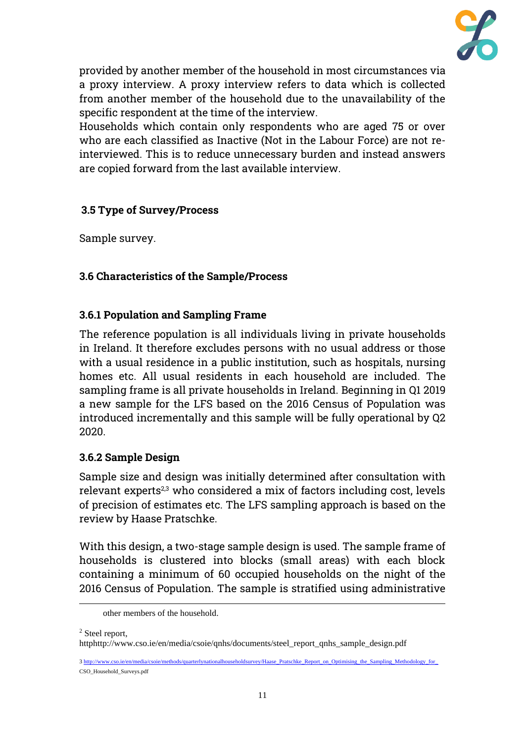provided by another member of the household in most circumstances via a proxy interview. A proxy interview refers to data which is collected from another member of the household due to the unavailability of the specific respondent at the time of the interview.

Households which contain only respondents who are aged 75 or over who are each classified as Inactive (Not in the Labour Force) are not re-interviewed. This is to reduce unnecessary burden and instead answers are copied forward from the last available interview.

### 3.5 Type of Survey/Process

Sample survey.

### 3.6 Characteristics of the Sample/Process

#### 3.6.1 Population and Sampling Frame

The reference population is all individuals living in private households in Ireland. It therefore excludes persons with no usual address or those with a usual residence in a public institution, such as hospitals, nursing homes etc. All usual residents in each household are included. The sampling frame is all private households in Ireland. Beginning in Q1 2019 a new sample for the LFS based on the 2016 Census of Population was introduced incrementally and this sample will be fully operational by Q2 2020.

#### 3.6.2 Sample Design

Sample size and design was initially determined after consultation with relevant experts[2,3] who considered a mix of factors including cost, levels of precision of estimates etc. The LFS sampling approach is based on the review by Haase Pratschke.

With this design, a two-stage sample design is used. The sample frame of households is clustered into blocks (small areas) with each block containing a minimum of 60 occupied households on the night of the 2016 Census of Population. The sample is stratified using administrative

---

other members of the household.

[2] Steel report, httphttp://www.cso.ie/en/media/csoie/qnhs/documents/steel_report_qnhs_sample_design.pdf

[3] http://www.cso.ie/en/media/csoie/methods/quarterlynationalhouseholdsurvey/Haase_Pratschke_Report_on_Optimising_the_Sampling_Methodology_for_CSO_Household_Surveys.pdf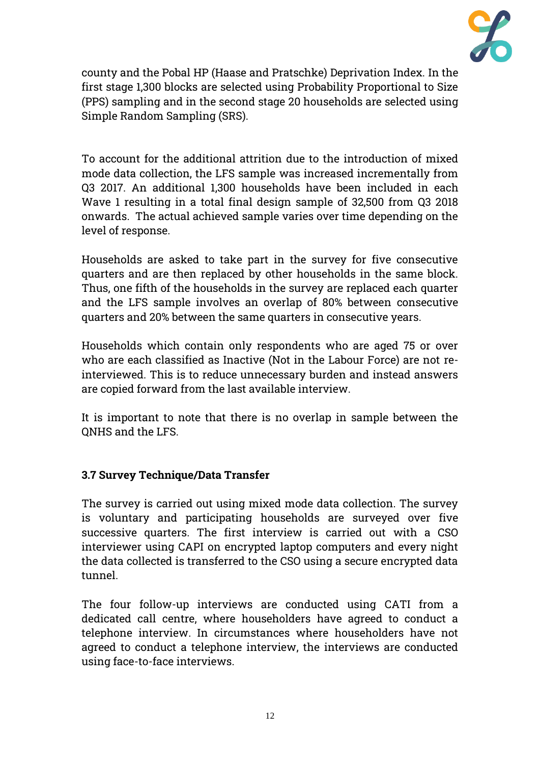county and the Pobal HP (Haase and Pratschke) Deprivation Index. In the first stage 1,300 blocks are selected using Probability Proportional to Size (PPS) sampling and in the second stage 20 households are selected using Simple Random Sampling (SRS).

To account for the additional attrition due to the introduction of mixed mode data collection, the LFS sample was increased incrementally from Q3 2017. An additional 1,300 households have been included in each Wave 1 resulting in a total final design sample of 32,500 from Q3 2018 onwards. The actual achieved sample varies over time depending on the level of response.

Households are asked to take part in the survey for five consecutive quarters and are then replaced by other households in the same block. Thus, one fifth of the households in the survey are replaced each quarter and the LFS sample involves an overlap of 80% between consecutive quarters and 20% between the same quarters in consecutive years.

Households which contain only respondents who are aged 75 or over who are each classified as Inactive (Not in the Labour Force) are not re-interviewed. This is to reduce unnecessary burden and instead answers are copied forward from the last available interview.

It is important to note that there is no overlap in sample between the QNHS and the LFS.

### 3.7 Survey Technique/Data Transfer

The survey is carried out using mixed mode data collection. The survey is voluntary and participating households are surveyed over five successive quarters. The first interview is carried out with a CSO interviewer using CAPI on encrypted laptop computers and every night the data collected is transferred to the CSO using a secure encrypted data tunnel.

The four follow-up interviews are conducted using CATI from a dedicated call centre, where householders have agreed to conduct a telephone interview. In circumstances where householders have not agreed to conduct a telephone interview, the interviews are conducted using face-to-face interviews.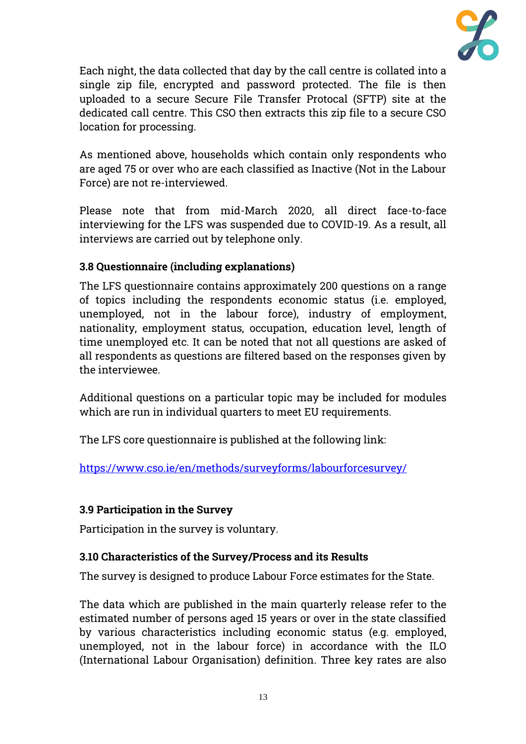Each night, the data collected that day by the call centre is collated into a single zip file, encrypted and password protected. The file is then uploaded to a secure Secure File Transfer Protocal (SFTP) site at the dedicated call centre. This CSO then extracts this zip file to a secure CSO location for processing.

As mentioned above, households which contain only respondents who are aged 75 or over who are each classified as Inactive (Not in the Labour Force) are not re-interviewed.

Please note that from mid-March 2020, all direct face-to-face interviewing for the LFS was suspended due to COVID-19. As a result, all interviews are carried out by telephone only.

### 3.8 Questionnaire (including explanations)

The LFS questionnaire contains approximately 200 questions on a range of topics including the respondents economic status (i.e. employed, unemployed, not in the labour force), industry of employment, nationality, employment status, occupation, education level, length of time unemployed etc. It can be noted that not all questions are asked of all respondents as questions are filtered based on the responses given by the interviewee.

Additional questions on a particular topic may be included for modules which are run in individual quarters to meet EU requirements.

The LFS core questionnaire is published at the following link:

https://www.cso.ie/en/methods/surveyforms/labourforcesurvey/

### 3.9 Participation in the Survey

Participation in the survey is voluntary.

### 3.10 Characteristics of the Survey/Process and its Results

The survey is designed to produce Labour Force estimates for the State.

The data which are published in the main quarterly release refer to the estimated number of persons aged 15 years or over in the state classified by various characteristics including economic status (e.g. employed, unemployed, not in the labour force) in accordance with the ILO (International Labour Organisation) definition. Three key rates are also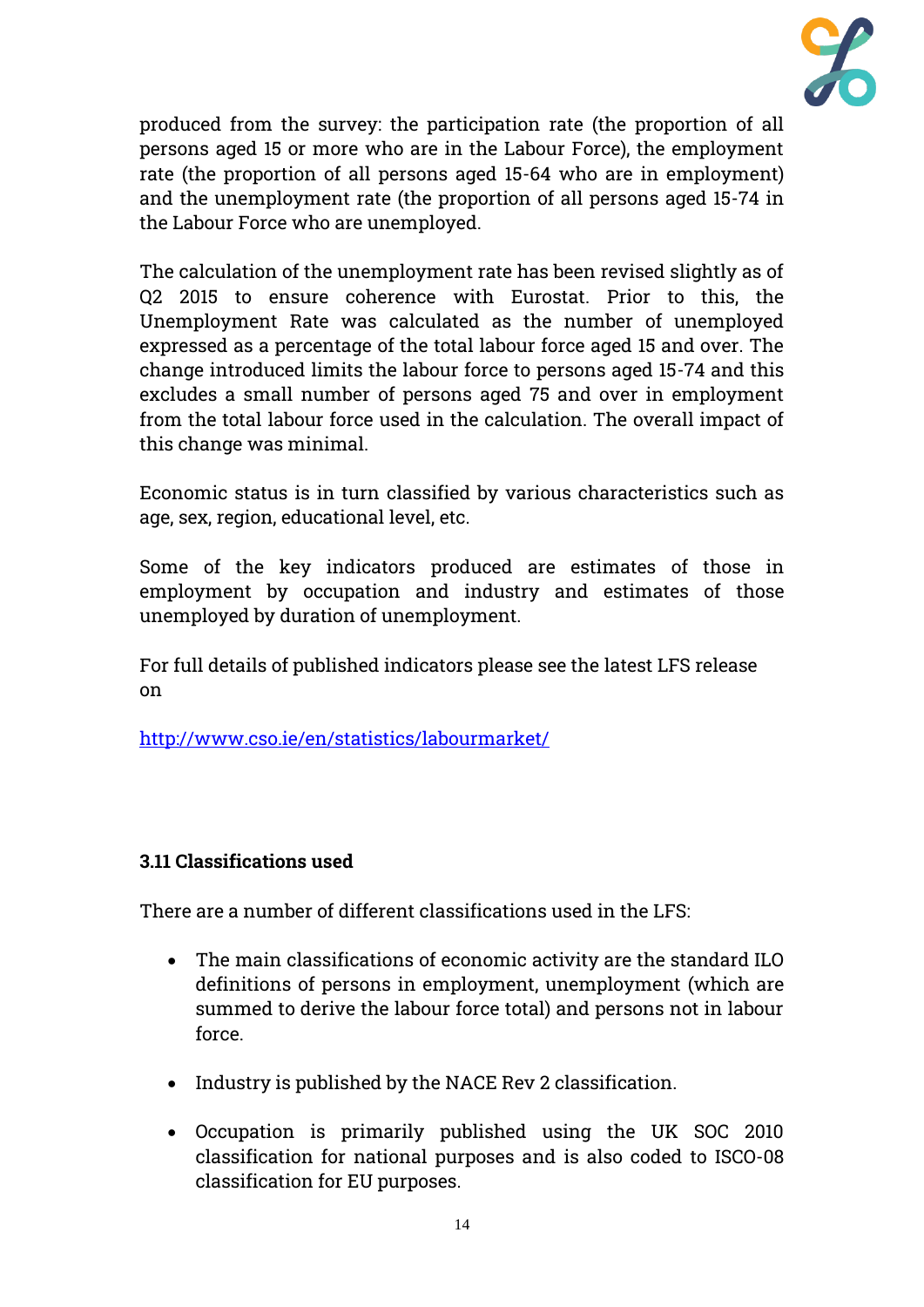produced from the survey: the participation rate (the proportion of all persons aged 15 or more who are in the Labour Force), the employment rate (the proportion of all persons aged 15-64 who are in employment) and the unemployment rate (the proportion of all persons aged 15-74 in the Labour Force who are unemployed.

The calculation of the unemployment rate has been revised slightly as of Q2 2015 to ensure coherence with Eurostat. Prior to this, the Unemployment Rate was calculated as the number of unemployed expressed as a percentage of the total labour force aged 15 and over. The change introduced limits the labour force to persons aged 15-74 and this excludes a small number of persons aged 75 and over in employment from the total labour force used in the calculation. The overall impact of this change was minimal.

Economic status is in turn classified by various characteristics such as age, sex, region, educational level, etc.

Some of the key indicators produced are estimates of those in employment by occupation and industry and estimates of those unemployed by duration of unemployment.

For full details of published indicators please see the latest LFS release on

http://www.cso.ie/en/statistics/labourmarket/

### 3.11 Classifications used

There are a number of different classifications used in the LFS:

- The main classifications of economic activity are the standard ILO definitions of persons in employment, unemployment (which are summed to derive the labour force total) and persons not in labour force.
- Industry is published by the NACE Rev 2 classification.
- Occupation is primarily published using the UK SOC 2010 classification for national purposes and is also coded to ISCO-08 classification for EU purposes.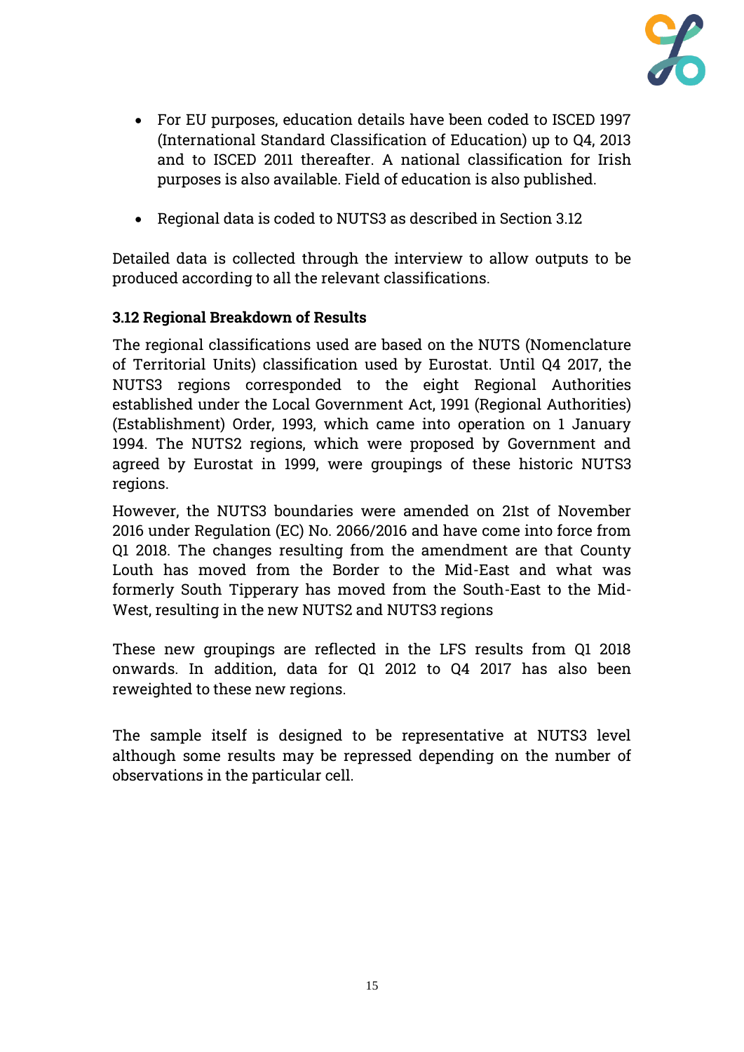- For EU purposes, education details have been coded to ISCED 1997 (International Standard Classification of Education) up to Q4, 2013 and to ISCED 2011 thereafter. A national classification for Irish purposes is also available. Field of education is also published.

- Regional data is coded to NUTS3 as described in Section 3.12

Detailed data is collected through the interview to allow outputs to be produced according to all the relevant classifications.

### 3.12 Regional Breakdown of Results

The regional classifications used are based on the NUTS (Nomenclature of Territorial Units) classification used by Eurostat. Until Q4 2017, the NUTS3 regions corresponded to the eight Regional Authorities established under the Local Government Act, 1991 (Regional Authorities) (Establishment) Order, 1993, which came into operation on 1 January 1994. The NUTS2 regions, which were proposed by Government and agreed by Eurostat in 1999, were groupings of these historic NUTS3 regions.

However, the NUTS3 boundaries were amended on 21st of November 2016 under Regulation (EC) No. 2066/2016 and have come into force from Q1 2018. The changes resulting from the amendment are that County Louth has moved from the Border to the Mid-East and what was formerly South Tipperary has moved from the South-East to the Mid-West, resulting in the new NUTS2 and NUTS3 regions

These new groupings are reflected in the LFS results from Q1 2018 onwards. In addition, data for Q1 2012 to Q4 2017 has also been reweighted to these new regions.

The sample itself is designed to be representative at NUTS3 level although some results may be repressed depending on the number of observations in the particular cell.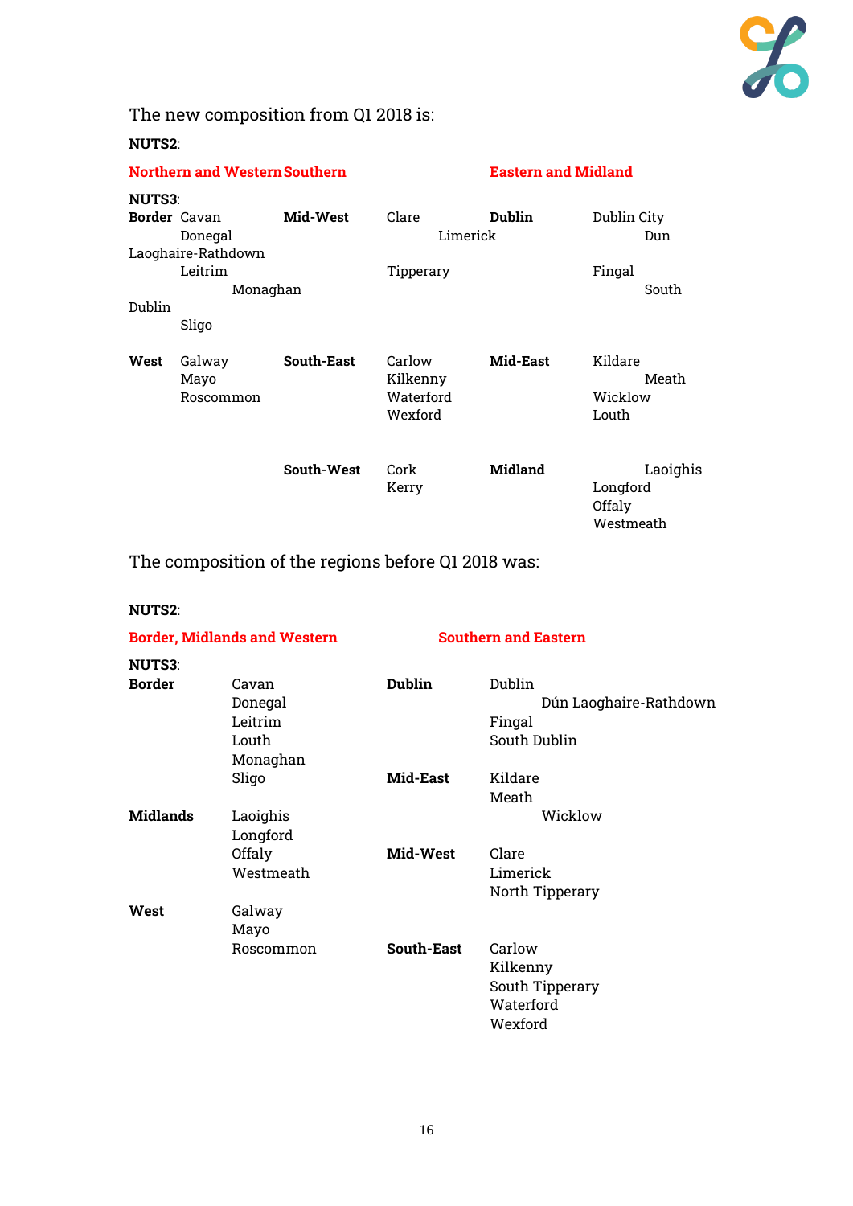The new composition from Q1 2018 is:

**NUTS2**:

| Northern and Western | | Southern | | Eastern and Midland | |
|---|---|---|---|---|---|
| **NUTS3**: | | | | | |
| **Border** | Cavan<br>Donegal<br>Leitrim<br>Monaghan<br>Sligo | **Mid-West** | Clare<br>Limerick<br>Tipperary | **Dublin** | Dublin City<br>Dun Laoghaire-Rathdown<br>Fingal<br>South Dublin |
| **West** | Galway<br>Mayo<br>Roscommon | **South-East** | Carlow<br>Kilkenny<br>Waterford<br>Wexford | **Mid-East** | Kildare<br>Meath<br>Wicklow<br>Louth |
| | | **South-West** | Cork<br>Kerry | **Midland** | Laoighis<br>Longford<br>Offaly<br>Westmeath |

The composition of the regions before Q1 2018 was:

**NUTS2**:

| Border, Midlands and Western | | Southern and Eastern | |
|---|---|---|---|
| **NUTS3**: | | | |
| **Border** | Cavan<br>Donegal<br>Leitrim<br>Louth<br>Monaghan<br>Sligo | **Dublin** | Dublin<br>Dún Laoghaire-Rathdown<br>Fingal<br>South Dublin |
| **Midlands** | Laoighis<br>Longford<br>Offaly<br>Westmeath | **Mid-East** | Kildare<br>Meath<br>Wicklow |
| **West** | Galway<br>Mayo<br>Roscommon | **Mid-West** | Clare<br>Limerick<br>North Tipperary |
| | | **South-East** | Carlow<br>Kilkenny<br>South Tipperary<br>Waterford<br>Wexford |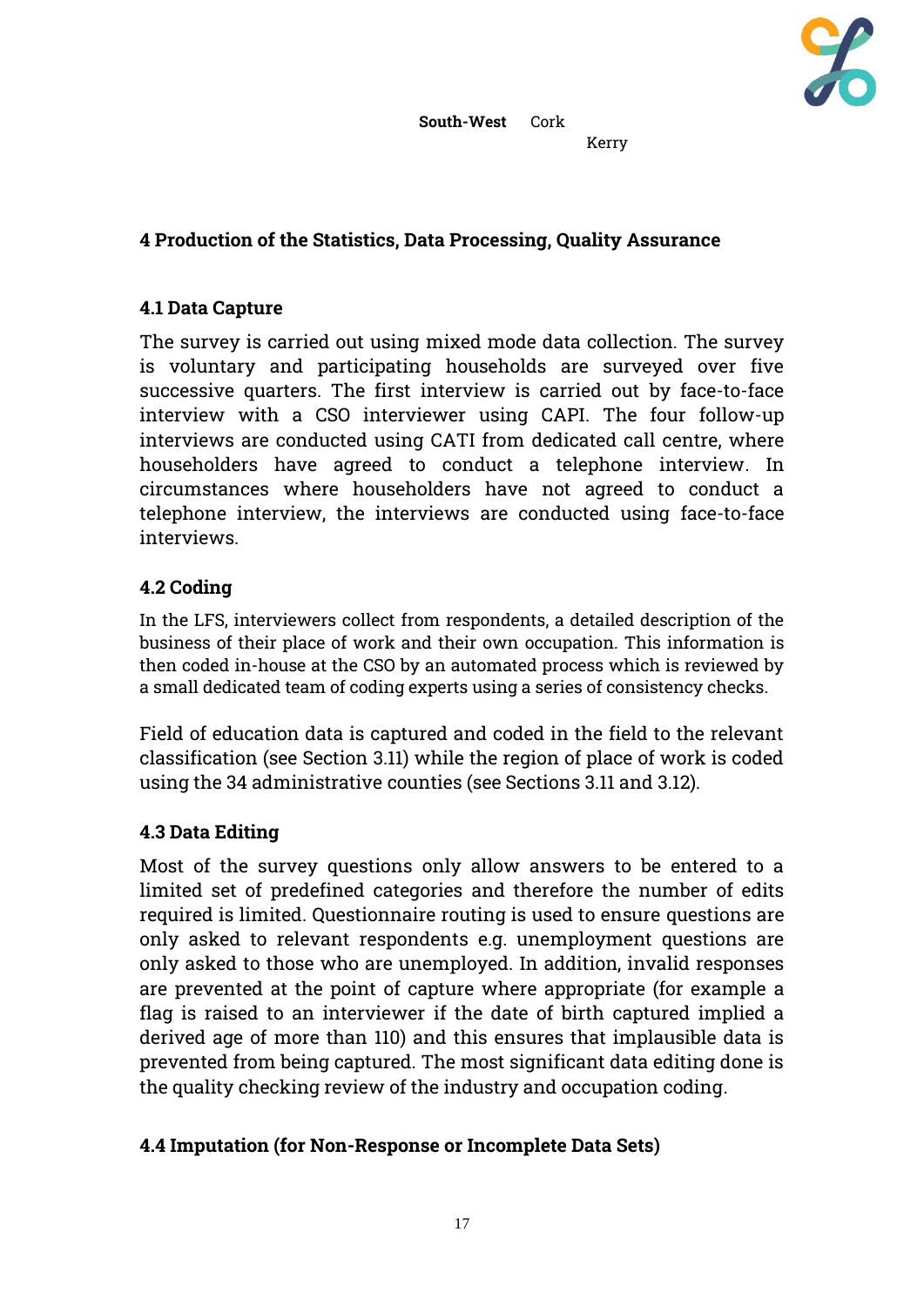| | |
|---|---|
| **South-West** | Cork |
| | Kerry |

## 4 Production of the Statistics, Data Processing, Quality Assurance

### 4.1 Data Capture

The survey is carried out using mixed mode data collection. The survey is voluntary and participating households are surveyed over five successive quarters. The first interview is carried out by face-to-face interview with a CSO interviewer using CAPI. The four follow-up interviews are conducted using CATI from dedicated call centre, where householders have agreed to conduct a telephone interview. In circumstances where householders have not agreed to conduct a telephone interview, the interviews are conducted using face-to-face interviews.

### 4.2 Coding

In the LFS, interviewers collect from respondents, a detailed description of the business of their place of work and their own occupation. This information is then coded in-house at the CSO by an automated process which is reviewed by a small dedicated team of coding experts using a series of consistency checks.

Field of education data is captured and coded in the field to the relevant classification (see Section 3.11) while the region of place of work is coded using the 34 administrative counties (see Sections 3.11 and 3.12).

### 4.3 Data Editing

Most of the survey questions only allow answers to be entered to a limited set of predefined categories and therefore the number of edits required is limited. Questionnaire routing is used to ensure questions are only asked to relevant respondents e.g. unemployment questions are only asked to those who are unemployed. In addition, invalid responses are prevented at the point of capture where appropriate (for example a flag is raised to an interviewer if the date of birth captured implied a derived age of more than 110) and this ensures that implausible data is prevented from being captured. The most significant data editing done is the quality checking review of the industry and occupation coding.

### 4.4 Imputation (for Non-Response or Incomplete Data Sets)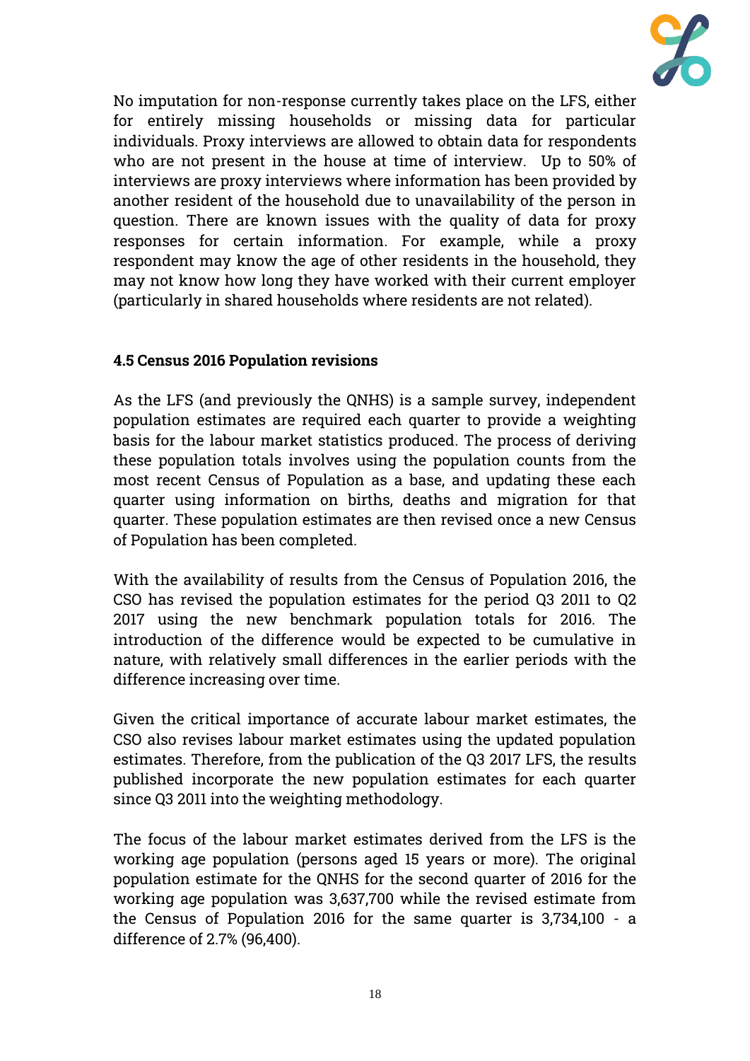No imputation for non-response currently takes place on the LFS, either for entirely missing households or missing data for particular individuals. Proxy interviews are allowed to obtain data for respondents who are not present in the house at time of interview. Up to 50% of interviews are proxy interviews where information has been provided by another resident of the household due to unavailability of the person in question. There are known issues with the quality of data for proxy responses for certain information. For example, while a proxy respondent may know the age of other residents in the household, they may not know how long they have worked with their current employer (particularly in shared households where residents are not related).

**4.5 Census 2016 Population revisions**

As the LFS (and previously the QNHS) is a sample survey, independent population estimates are required each quarter to provide a weighting basis for the labour market statistics produced. The process of deriving these population totals involves using the population counts from the most recent Census of Population as a base, and updating these each quarter using information on births, deaths and migration for that quarter. These population estimates are then revised once a new Census of Population has been completed.

With the availability of results from the Census of Population 2016, the CSO has revised the population estimates for the period Q3 2011 to Q2 2017 using the new benchmark population totals for 2016. The introduction of the difference would be expected to be cumulative in nature, with relatively small differences in the earlier periods with the difference increasing over time.

Given the critical importance of accurate labour market estimates, the CSO also revises labour market estimates using the updated population estimates. Therefore, from the publication of the Q3 2017 LFS, the results published incorporate the new population estimates for each quarter since Q3 2011 into the weighting methodology.

The focus of the labour market estimates derived from the LFS is the working age population (persons aged 15 years or more). The original population estimate for the QNHS for the second quarter of 2016 for the working age population was 3,637,700 while the revised estimate from the Census of Population 2016 for the same quarter is 3,734,100 - a difference of 2.7% (96,400).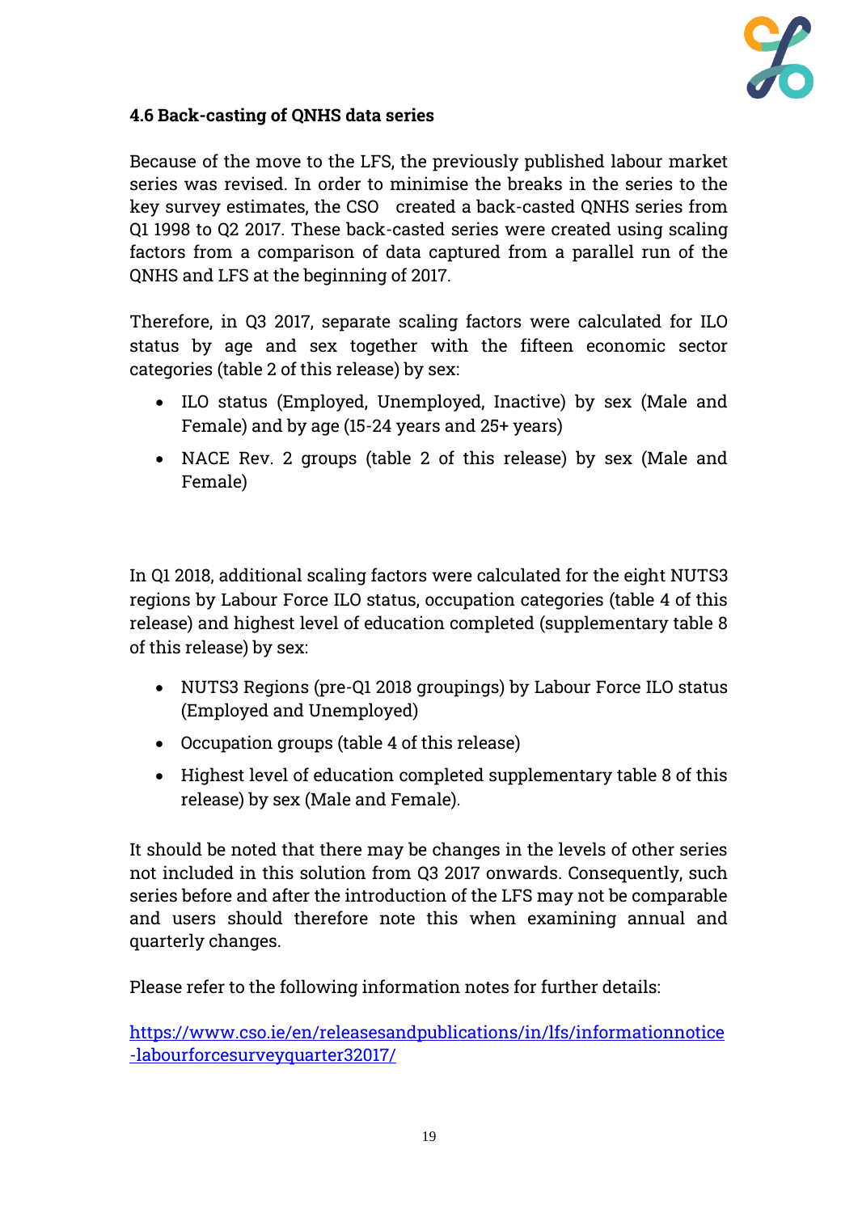### 4.6 Back-casting of QNHS data series

Because of the move to the LFS, the previously published labour market series was revised. In order to minimise the breaks in the series to the key survey estimates, the CSO created a back-casted QNHS series from Q1 1998 to Q2 2017. These back-casted series were created using scaling factors from a comparison of data captured from a parallel run of the QNHS and LFS at the beginning of 2017.

Therefore, in Q3 2017, separate scaling factors were calculated for ILO status by age and sex together with the fifteen economic sector categories (table 2 of this release) by sex:

- ILO status (Employed, Unemployed, Inactive) by sex (Male and Female) and by age (15-24 years and 25+ years)
- NACE Rev. 2 groups (table 2 of this release) by sex (Male and Female)

In Q1 2018, additional scaling factors were calculated for the eight NUTS3 regions by Labour Force ILO status, occupation categories (table 4 of this release) and highest level of education completed (supplementary table 8 of this release) by sex:

- NUTS3 Regions (pre-Q1 2018 groupings) by Labour Force ILO status (Employed and Unemployed)
- Occupation groups (table 4 of this release)
- Highest level of education completed supplementary table 8 of this release) by sex (Male and Female).

It should be noted that there may be changes in the levels of other series not included in this solution from Q3 2017 onwards. Consequently, such series before and after the introduction of the LFS may not be comparable and users should therefore note this when examining annual and quarterly changes.

Please refer to the following information notes for further details:

https://www.cso.ie/en/releasesandpublications/in/lfs/informationnotice-labourforcesurveyquarter32017/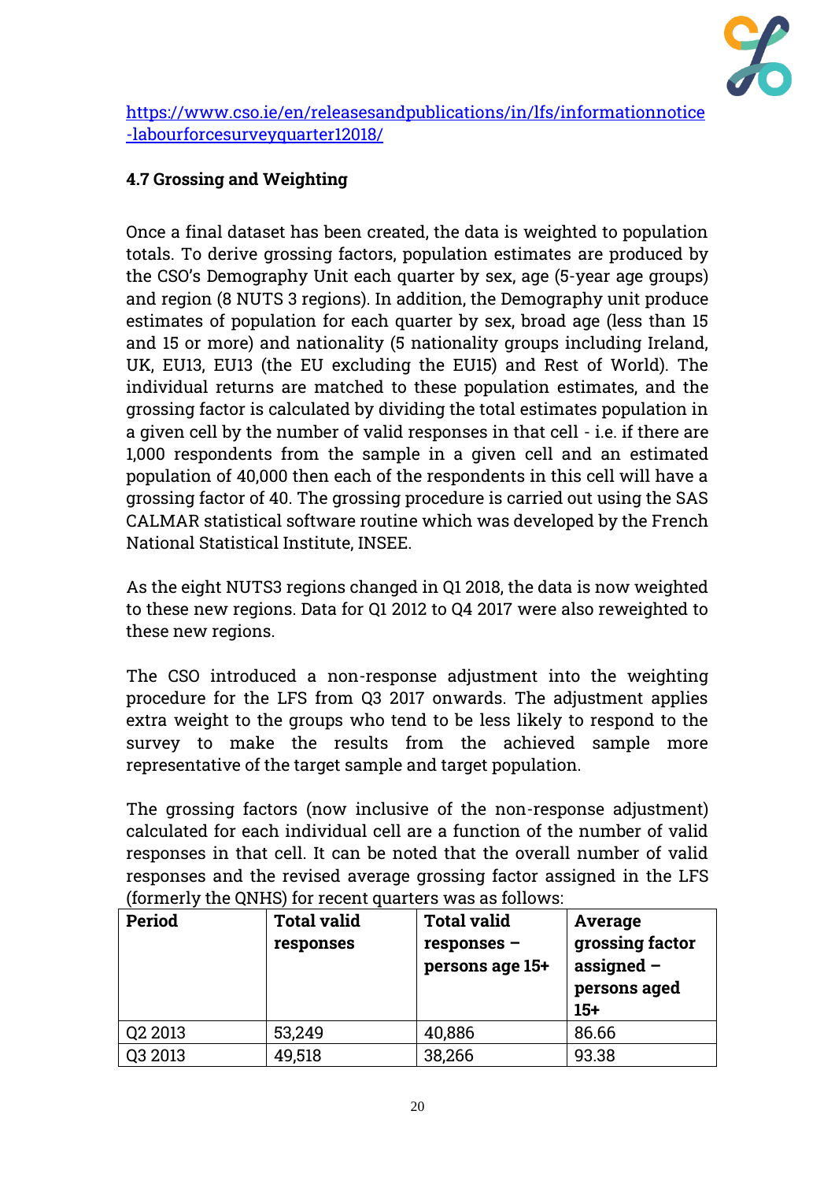https://www.cso.ie/en/releasesandpublications/in/lfs/informationnotice-labourforcesurveyquarter12018/

### 4.7 Grossing and Weighting

Once a final dataset has been created, the data is weighted to population totals. To derive grossing factors, population estimates are produced by the CSO's Demography Unit each quarter by sex, age (5-year age groups) and region (8 NUTS 3 regions). In addition, the Demography unit produce estimates of population for each quarter by sex, broad age (less than 15 and 15 or more) and nationality (5 nationality groups including Ireland, UK, EU13, EU13 (the EU excluding the EU15) and Rest of World). The individual returns are matched to these population estimates, and the grossing factor is calculated by dividing the total estimates population in a given cell by the number of valid responses in that cell - i.e. if there are 1,000 respondents from the sample in a given cell and an estimated population of 40,000 then each of the respondents in this cell will have a grossing factor of 40. The grossing procedure is carried out using the SAS CALMAR statistical software routine which was developed by the French National Statistical Institute, INSEE.

As the eight NUTS3 regions changed in Q1 2018, the data is now weighted to these new regions. Data for Q1 2012 to Q4 2017 were also reweighted to these new regions.

The CSO introduced a non-response adjustment into the weighting procedure for the LFS from Q3 2017 onwards. The adjustment applies extra weight to the groups who tend to be less likely to respond to the survey to make the results from the achieved sample more representative of the target sample and target population.

The grossing factors (now inclusive of the non-response adjustment) calculated for each individual cell are a function of the number of valid responses in that cell. It can be noted that the overall number of valid responses and the revised average grossing factor assigned in the LFS (formerly the QNHS) for recent quarters was as follows:

| Period | Total valid responses | Total valid responses – persons age 15+ | Average grossing factor assigned – persons aged 15+ |
|---|---|---|---|
| Q2 2013 | 53,249 | 40,886 | 86.66 |
| Q3 2013 | 49,518 | 38,266 | 93.38 |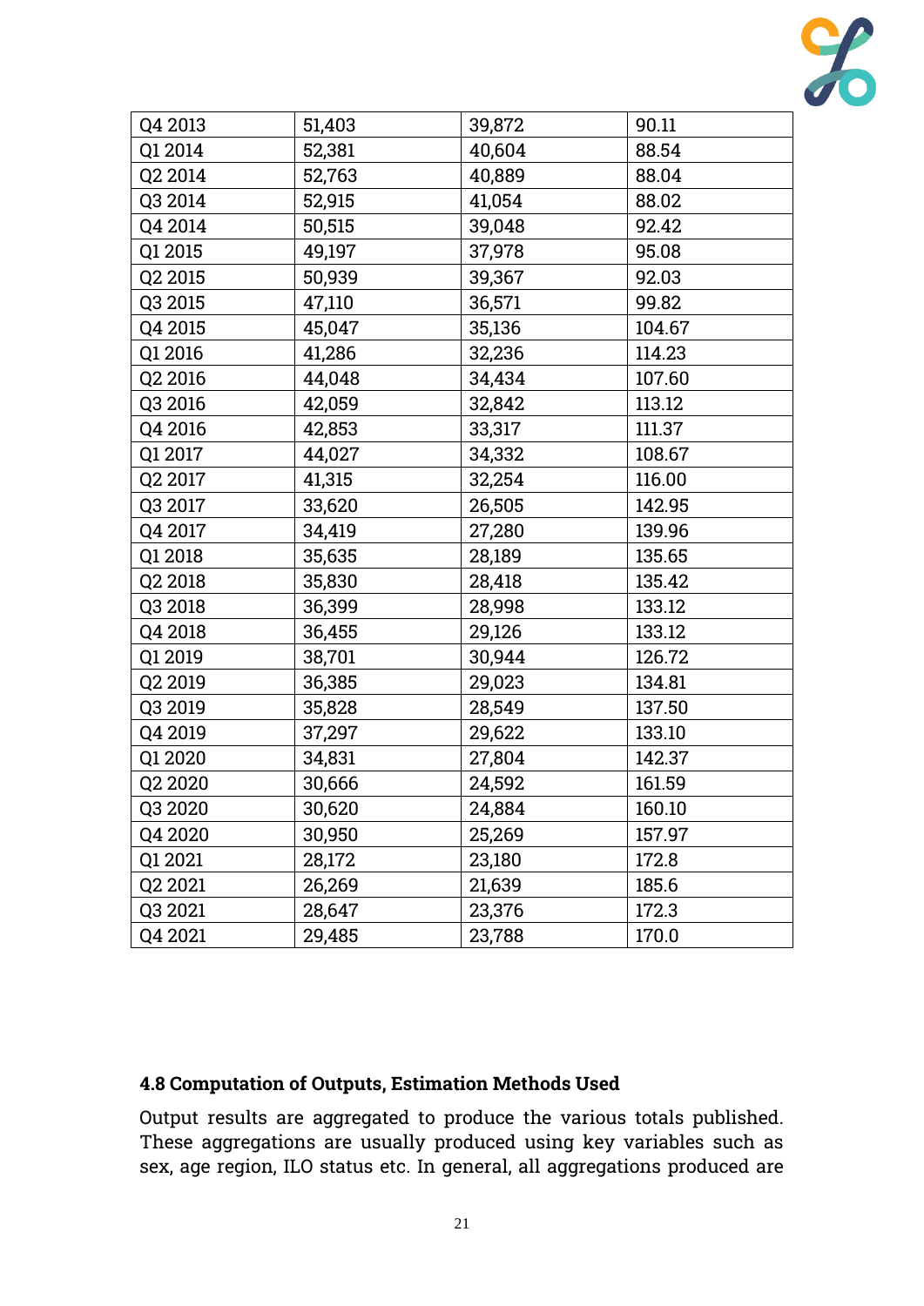| | | | |
|---|---|---|---|
| Q4 2013 | 51,403 | 39,872 | 90.11 |
| Q1 2014 | 52,381 | 40,604 | 88.54 |
| Q2 2014 | 52,763 | 40,889 | 88.04 |
| Q3 2014 | 52,915 | 41,054 | 88.02 |
| Q4 2014 | 50,515 | 39,048 | 92.42 |
| Q1 2015 | 49,197 | 37,978 | 95.08 |
| Q2 2015 | 50,939 | 39,367 | 92.03 |
| Q3 2015 | 47,110 | 36,571 | 99.82 |
| Q4 2015 | 45,047 | 35,136 | 104.67 |
| Q1 2016 | 41,286 | 32,236 | 114.23 |
| Q2 2016 | 44,048 | 34,434 | 107.60 |
| Q3 2016 | 42,059 | 32,842 | 113.12 |
| Q4 2016 | 42,853 | 33,317 | 111.37 |
| Q1 2017 | 44,027 | 34,332 | 108.67 |
| Q2 2017 | 41,315 | 32,254 | 116.00 |
| Q3 2017 | 33,620 | 26,505 | 142.95 |
| Q4 2017 | 34,419 | 27,280 | 139.96 |
| Q1 2018 | 35,635 | 28,189 | 135.65 |
| Q2 2018 | 35,830 | 28,418 | 135.42 |
| Q3 2018 | 36,399 | 28,998 | 133.12 |
| Q4 2018 | 36,455 | 29,126 | 133.12 |
| Q1 2019 | 38,701 | 30,944 | 126.72 |
| Q2 2019 | 36,385 | 29,023 | 134.81 |
| Q3 2019 | 35,828 | 28,549 | 137.50 |
| Q4 2019 | 37,297 | 29,622 | 133.10 |
| Q1 2020 | 34,831 | 27,804 | 142.37 |
| Q2 2020 | 30,666 | 24,592 | 161.59 |
| Q3 2020 | 30,620 | 24,884 | 160.10 |
| Q4 2020 | 30,950 | 25,269 | 157.97 |
| Q1 2021 | 28,172 | 23,180 | 172.8 |
| Q2 2021 | 26,269 | 21,639 | 185.6 |
| Q3 2021 | 28,647 | 23,376 | 172.3 |
| Q4 2021 | 29,485 | 23,788 | 170.0 |

### 4.8 Computation of Outputs, Estimation Methods Used

Output results are aggregated to produce the various totals published. These aggregations are usually produced using key variables such as sex, age region, ILO status etc. In general, all aggregations produced are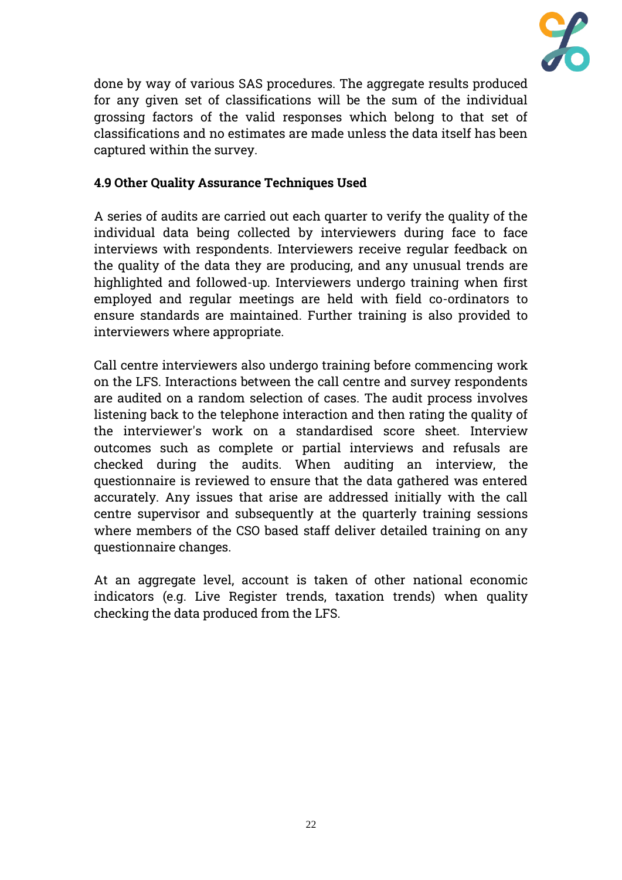done by way of various SAS procedures. The aggregate results produced for any given set of classifications will be the sum of the individual grossing factors of the valid responses which belong to that set of classifications and no estimates are made unless the data itself has been captured within the survey.

#### 4.9 Other Quality Assurance Techniques Used

A series of audits are carried out each quarter to verify the quality of the individual data being collected by interviewers during face to face interviews with respondents. Interviewers receive regular feedback on the quality of the data they are producing, and any unusual trends are highlighted and followed-up. Interviewers undergo training when first employed and regular meetings are held with field co-ordinators to ensure standards are maintained. Further training is also provided to interviewers where appropriate.

Call centre interviewers also undergo training before commencing work on the LFS. Interactions between the call centre and survey respondents are audited on a random selection of cases. The audit process involves listening back to the telephone interaction and then rating the quality of the interviewer's work on a standardised score sheet. Interview outcomes such as complete or partial interviews and refusals are checked during the audits. When auditing an interview, the questionnaire is reviewed to ensure that the data gathered was entered accurately. Any issues that arise are addressed initially with the call centre supervisor and subsequently at the quarterly training sessions where members of the CSO based staff deliver detailed training on any questionnaire changes.

At an aggregate level, account is taken of other national economic indicators (e.g. Live Register trends, taxation trends) when quality checking the data produced from the LFS.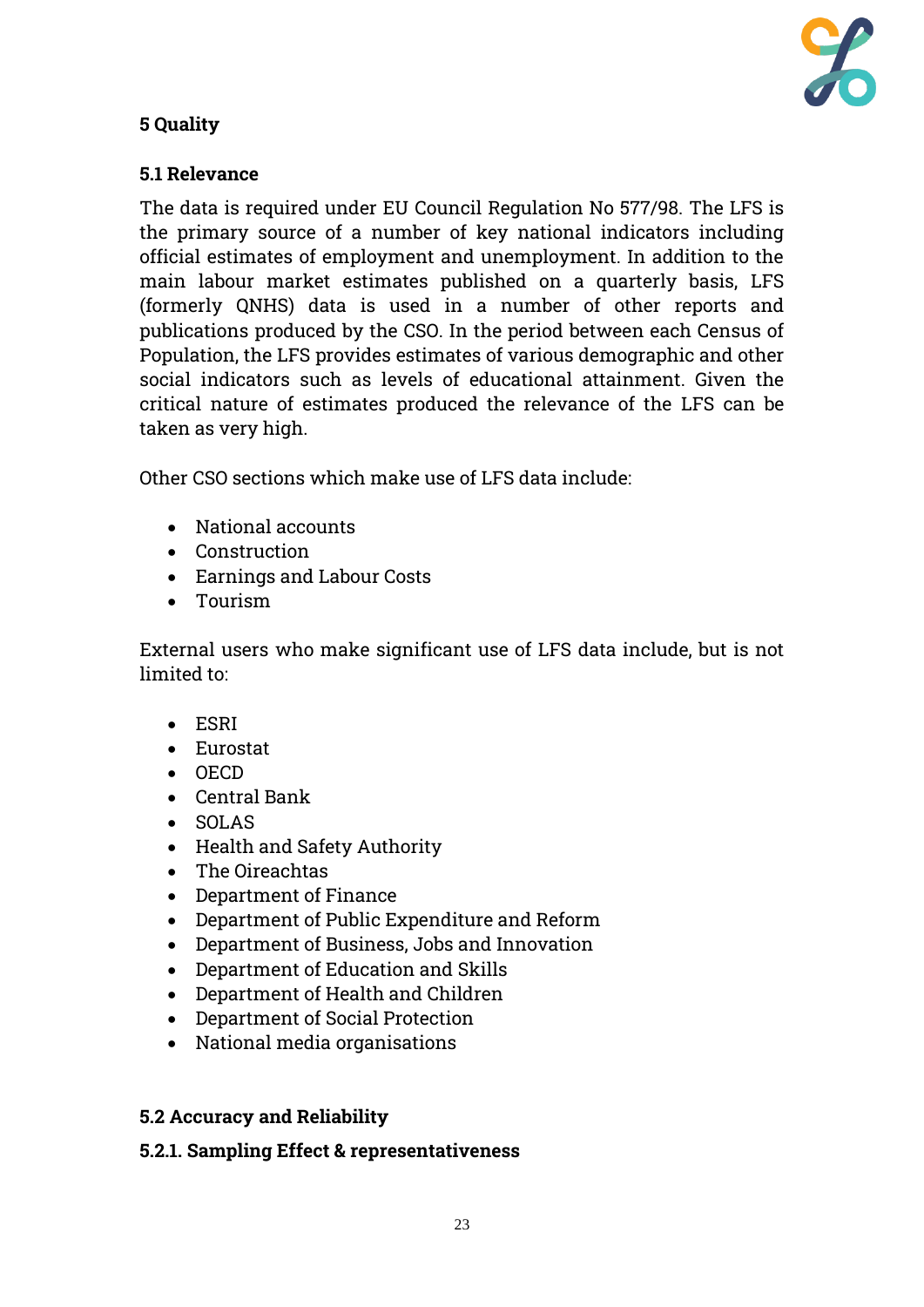## 5 Quality

### 5.1 Relevance

The data is required under EU Council Regulation No 577/98. The LFS is the primary source of a number of key national indicators including official estimates of employment and unemployment. In addition to the main labour market estimates published on a quarterly basis, LFS (formerly QNHS) data is used in a number of other reports and publications produced by the CSO. In the period between each Census of Population, the LFS provides estimates of various demographic and other social indicators such as levels of educational attainment. Given the critical nature of estimates produced the relevance of the LFS can be taken as very high.

Other CSO sections which make use of LFS data include:

- National accounts
- Construction
- Earnings and Labour Costs
- Tourism

External users who make significant use of LFS data include, but is not limited to:

- ESRI
- Eurostat
- OECD
- Central Bank
- SOLAS
- Health and Safety Authority
- The Oireachtas
- Department of Finance
- Department of Public Expenditure and Reform
- Department of Business, Jobs and Innovation
- Department of Education and Skills
- Department of Health and Children
- Department of Social Protection
- National media organisations

### 5.2 Accuracy and Reliability

#### 5.2.1. Sampling Effect & representativeness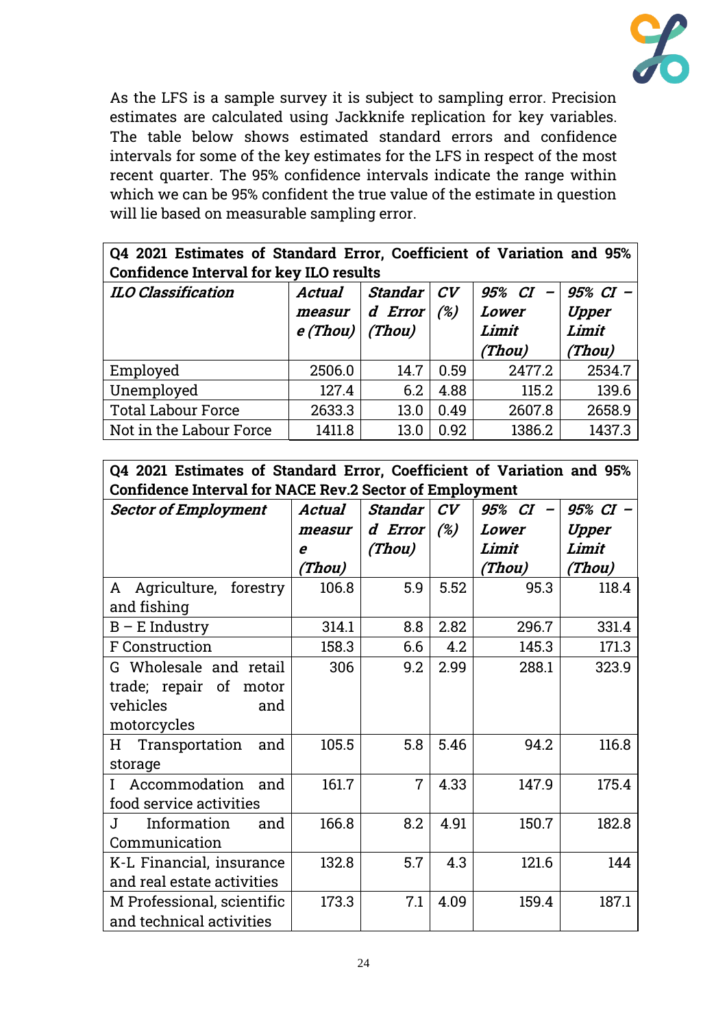As the LFS is a sample survey it is subject to sampling error. Precision estimates are calculated using Jackknife replication for key variables. The table below shows estimated standard errors and confidence intervals for some of the key estimates for the LFS in respect of the most recent quarter. The 95% confidence intervals indicate the range within which we can be 95% confident the true value of the estimate in question will lie based on measurable sampling error.

**Q4 2021 Estimates of Standard Error, Coefficient of Variation and 95% Confidence Interval for key ILO results**

| *ILO Classification* | *Actual measure (Thou)* | *Standard Error (Thou)* | *CV (%)* | *95% CI – Lower Limit (Thou)* | *95% CI – Upper Limit (Thou)* |
|---|---|---|---|---|---|
| Employed | 2506.0 | 14.7 | 0.59 | 2477.2 | 2534.7 |
| Unemployed | 127.4 | 6.2 | 4.88 | 115.2 | 139.6 |
| Total Labour Force | 2633.3 | 13.0 | 0.49 | 2607.8 | 2658.9 |
| Not in the Labour Force | 1411.8 | 13.0 | 0.92 | 1386.2 | 1437.3 |

**Q4 2021 Estimates of Standard Error, Coefficient of Variation and 95% Confidence Interval for NACE Rev.2 Sector of Employment**

| *Sector of Employment* | *Actual measure (Thou)* | *Standard Error (Thou)* | *CV (%)* | *95% CI – Lower Limit (Thou)* | *95% CI – Upper Limit (Thou)* |
|---|---|---|---|---|---|
| A Agriculture, forestry and fishing | 106.8 | 5.9 | 5.52 | 95.3 | 118.4 |
| B – E Industry | 314.1 | 8.8 | 2.82 | 296.7 | 331.4 |
| F Construction | 158.3 | 6.6 | 4.2 | 145.3 | 171.3 |
| G Wholesale and retail trade; repair of motor vehicles and motorcycles | 306 | 9.2 | 2.99 | 288.1 | 323.9 |
| H Transportation and storage | 105.5 | 5.8 | 5.46 | 94.2 | 116.8 |
| I Accommodation and food service activities | 161.7 | 7 | 4.33 | 147.9 | 175.4 |
| J Information and Communication | 166.8 | 8.2 | 4.91 | 150.7 | 182.8 |
| K-L Financial, insurance and real estate activities | 132.8 | 5.7 | 4.3 | 121.6 | 144 |
| M Professional, scientific and technical activities | 173.3 | 7.1 | 4.09 | 159.4 | 187.1 |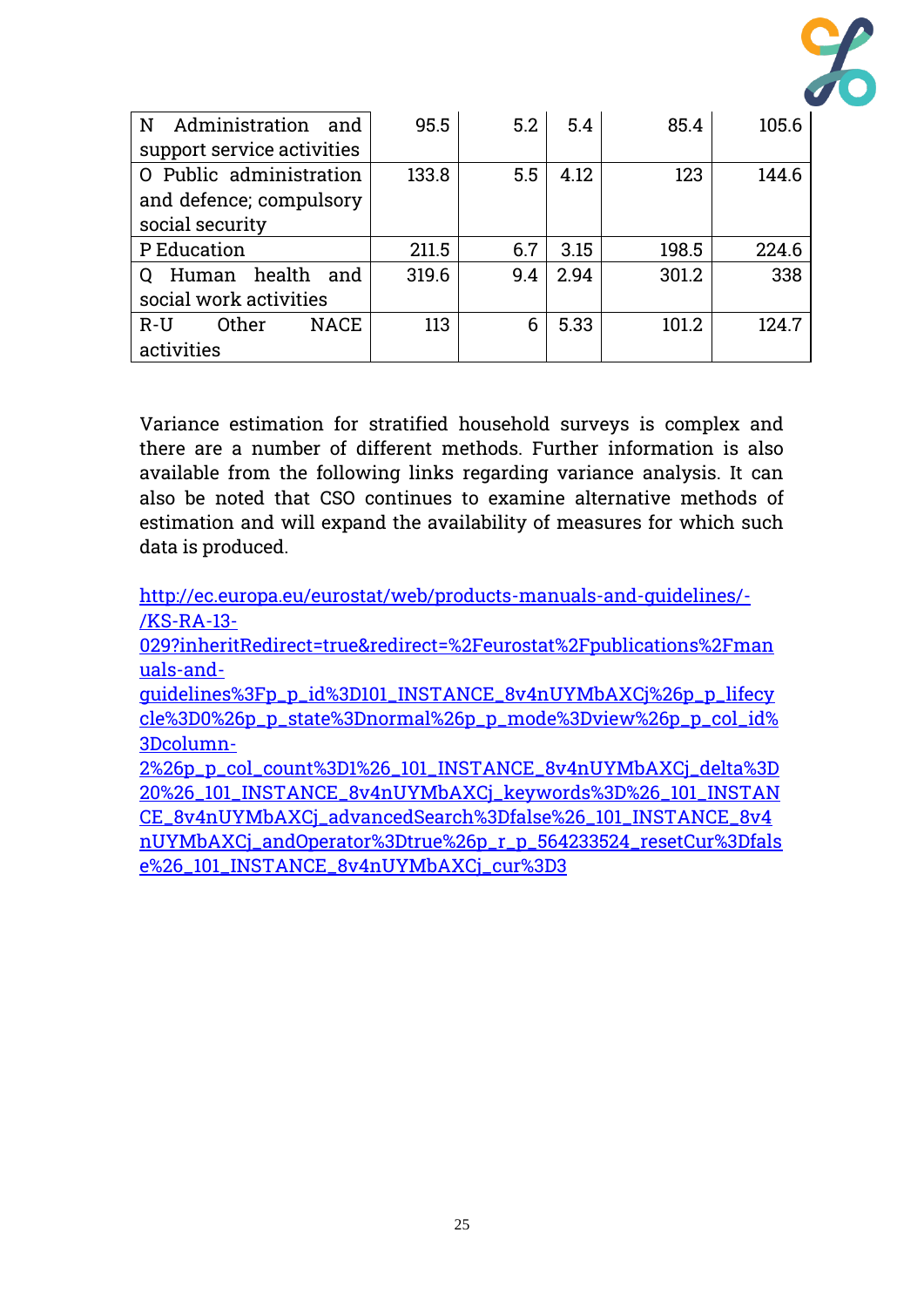| | | | | | |
|---|---|---|---|---|---|
| N Administration and support service activities | 95.5 | 5.2 | 5.4 | 85.4 | 105.6 |
| O Public administration and defence; compulsory social security | 133.8 | 5.5 | 4.12 | 123 | 144.6 |
| P Education | 211.5 | 6.7 | 3.15 | 198.5 | 224.6 |
| Q Human health and social work activities | 319.6 | 9.4 | 2.94 | 301.2 | 338 |
| R-U Other NACE activities | 113 | 6 | 5.33 | 101.2 | 124.7 |

Variance estimation for stratified household surveys is complex and there are a number of different methods. Further information is also available from the following links regarding variance analysis. It can also be noted that CSO continues to examine alternative methods of estimation and will expand the availability of measures for which such data is produced.

http://ec.europa.eu/eurostat/web/products-manuals-and-guidelines/-/KS-RA-13-029?inheritRedirect=true&redirect=%2Feurostat%2Fpublications%2Fmanuals-and-guidelines%3Fp_p_id%3D101_INSTANCE_8v4nUYMbAXCj%26p_p_lifecycle%3D0%26p_p_state%3Dnormal%26p_p_mode%3Dview%26p_p_col_id%3Dcolumn-2%26p_p_col_count%3D1%26_101_INSTANCE_8v4nUYMbAXCj_delta%3D20%26_101_INSTANCE_8v4nUYMbAXCj_keywords%3D%26_101_INSTANCE_8v4nUYMbAXCj_advancedSearch%3Dfalse%26_101_INSTANCE_8v4nUYMbAXCj_andOperator%3Dtrue%26p_r_p_564233524_resetCur%3Dfalse%26_101_INSTANCE_8v4nUYMbAXCj_cur%3D3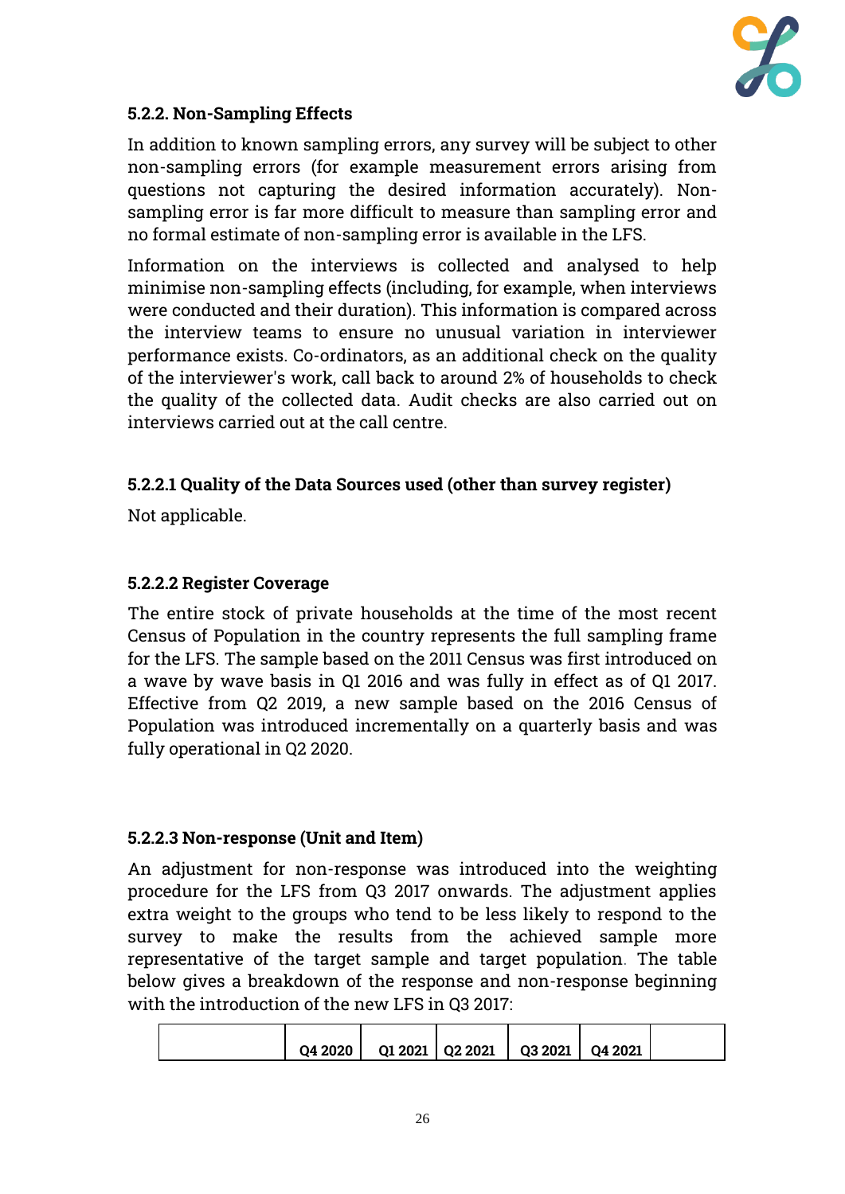#### 5.2.2. Non-Sampling Effects

In addition to known sampling errors, any survey will be subject to other non-sampling errors (for example measurement errors arising from questions not capturing the desired information accurately). Non-sampling error is far more difficult to measure than sampling error and no formal estimate of non-sampling error is available in the LFS.

Information on the interviews is collected and analysed to help minimise non-sampling effects (including, for example, when interviews were conducted and their duration). This information is compared across the interview teams to ensure no unusual variation in interviewer performance exists. Co-ordinators, as an additional check on the quality of the interviewer's work, call back to around 2% of households to check the quality of the collected data. Audit checks are also carried out on interviews carried out at the call centre.

#### 5.2.2.1 Quality of the Data Sources used (other than survey register)

Not applicable.

#### 5.2.2.2 Register Coverage

The entire stock of private households at the time of the most recent Census of Population in the country represents the full sampling frame for the LFS. The sample based on the 2011 Census was first introduced on a wave by wave basis in Q1 2016 and was fully in effect as of Q1 2017. Effective from Q2 2019, a new sample based on the 2016 Census of Population was introduced incrementally on a quarterly basis and was fully operational in Q2 2020.

#### 5.2.2.3 Non-response (Unit and Item)

An adjustment for non-response was introduced into the weighting procedure for the LFS from Q3 2017 onwards. The adjustment applies extra weight to the groups who tend to be less likely to respond to the survey to make the results from the achieved sample more representative of the target sample and target population. The table below gives a breakdown of the response and non-response beginning with the introduction of the new LFS in Q3 2017:

| | Q4 2020 | Q1 2021 | Q2 2021 | Q3 2021 | Q4 2021 | |
|---|---|---|---|---|---|---|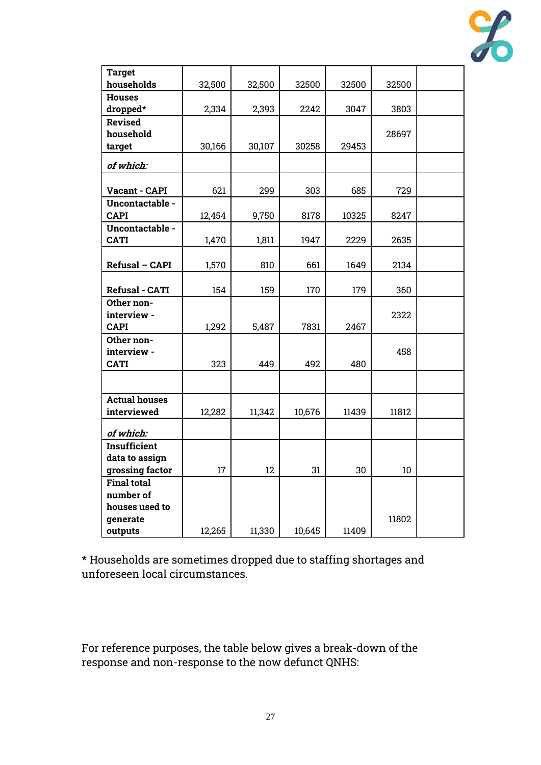| Target households | 32,500 | 32,500 | 32500 | 32500 | 32500 | |
|---|---|---|---|---|---|---|
| Houses dropped* | 2,334 | 2,393 | 2242 | 3047 | 3803 | |
| Revised household target | 30,166 | 30,107 | 30258 | 29453 | 28697 | |
| *of which:* | | | | | | |
| Vacant - CAPI | 621 | 299 | 303 | 685 | 729 | |
| Uncontactable - CAPI | 12,454 | 9,750 | 8178 | 10325 | 8247 | |
| Uncontactable - CATI | 1,470 | 1,811 | 1947 | 2229 | 2635 | |
| Refusal – CAPI | 1,570 | 810 | 661 | 1649 | 2134 | |
| Refusal - CATI | 154 | 159 | 170 | 179 | 360 | |
| Other non-interview - CAPI | 1,292 | 5,487 | 7831 | 2467 | 2322 | |
| Other non-interview - CATI | 323 | 449 | 492 | 480 | 458 | |
| | | | | | | |
| Actual houses interviewed | 12,282 | 11,342 | 10,676 | 11439 | 11812 | |
| *of which:* | | | | | | |
| Insufficient data to assign grossing factor | 17 | 12 | 31 | 30 | 10 | |
| Final total number of houses used to generate outputs | 12,265 | 11,330 | 10,645 | 11409 | 11802 | |

* Households are sometimes dropped due to staffing shortages and unforeseen local circumstances.

For reference purposes, the table below gives a break-down of the response and non-response to the now defunct QNHS: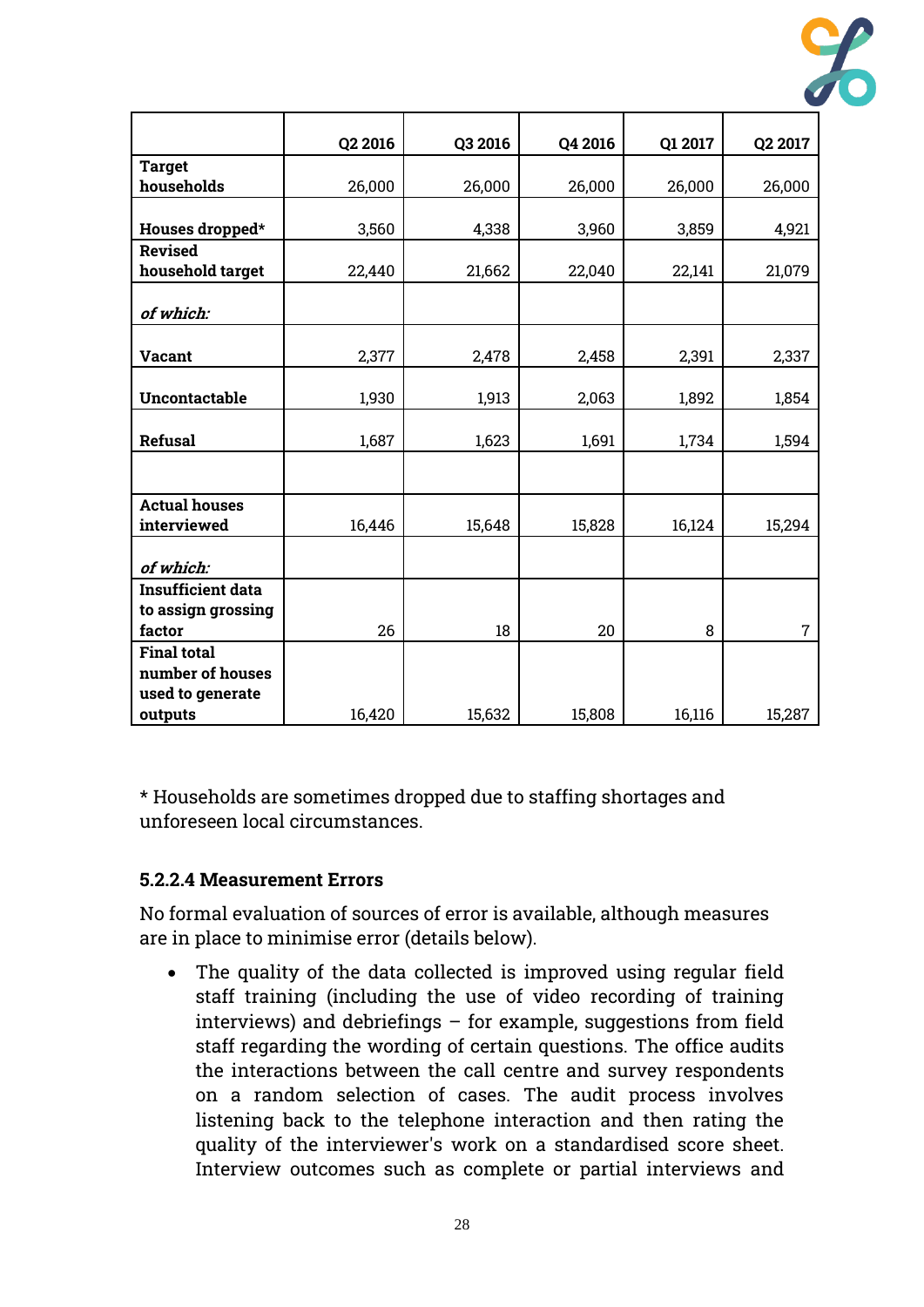| | Q2 2016 | Q3 2016 | Q4 2016 | Q1 2017 | Q2 2017 |
|---|---|---|---|---|---|
| **Target households** | 26,000 | 26,000 | 26,000 | 26,000 | 26,000 |
| **Houses dropped*** | 3,560 | 4,338 | 3,960 | 3,859 | 4,921 |
| **Revised household target** | 22,440 | 21,662 | 22,040 | 22,141 | 21,079 |
| ***of which:*** | | | | | |
| **Vacant** | 2,377 | 2,478 | 2,458 | 2,391 | 2,337 |
| **Uncontactable** | 1,930 | 1,913 | 2,063 | 1,892 | 1,854 |
| **Refusal** | 1,687 | 1,623 | 1,691 | 1,734 | 1,594 |
| | | | | | |
| **Actual houses interviewed** | 16,446 | 15,648 | 15,828 | 16,124 | 15,294 |
| ***of which:*** | | | | | |
| **Insufficient data to assign grossing factor** | 26 | 18 | 20 | 8 | 7 |
| **Final total number of houses used to generate outputs** | 16,420 | 15,632 | 15,808 | 16,116 | 15,287 |

* Households are sometimes dropped due to staffing shortages and unforeseen local circumstances.

#### 5.2.2.4 Measurement Errors

No formal evaluation of sources of error is available, although measures are in place to minimise error (details below).

- The quality of the data collected is improved using regular field staff training (including the use of video recording of training interviews) and debriefings – for example, suggestions from field staff regarding the wording of certain questions. The office audits the interactions between the call centre and survey respondents on a random selection of cases. The audit process involves listening back to the telephone interaction and then rating the quality of the interviewer's work on a standardised score sheet. Interview outcomes such as complete or partial interviews and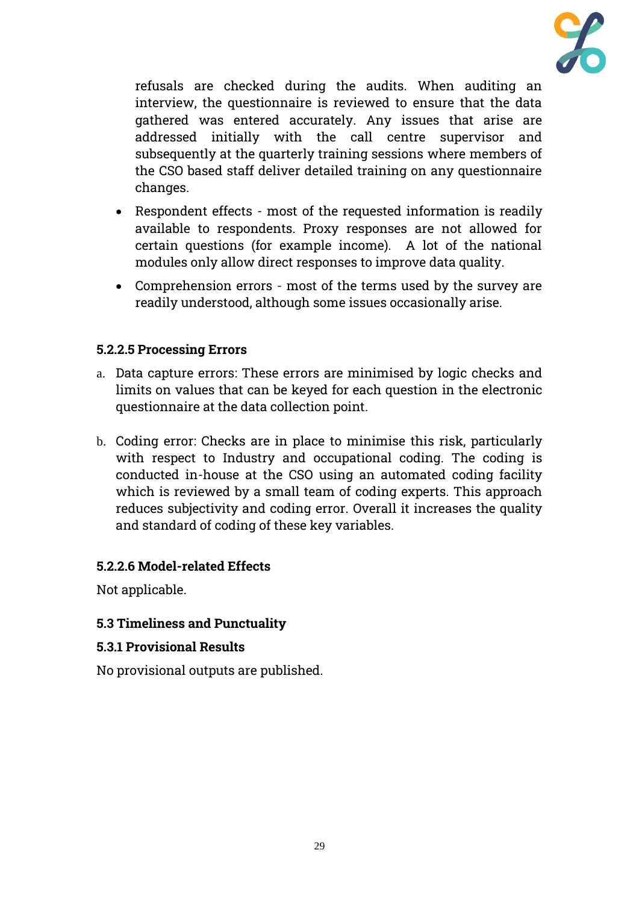refusals are checked during the audits. When auditing an interview, the questionnaire is reviewed to ensure that the data gathered was entered accurately. Any issues that arise are addressed initially with the call centre supervisor and subsequently at the quarterly training sessions where members of the CSO based staff deliver detailed training on any questionnaire changes.

- Respondent effects - most of the requested information is readily available to respondents. Proxy responses are not allowed for certain questions (for example income). A lot of the national modules only allow direct responses to improve data quality.
- Comprehension errors - most of the terms used by the survey are readily understood, although some issues occasionally arise.

#### 5.2.2.5 Processing Errors

a. Data capture errors: These errors are minimised by logic checks and limits on values that can be keyed for each question in the electronic questionnaire at the data collection point.

b. Coding error: Checks are in place to minimise this risk, particularly with respect to Industry and occupational coding. The coding is conducted in-house at the CSO using an automated coding facility which is reviewed by a small team of coding experts. This approach reduces subjectivity and coding error. Overall it increases the quality and standard of coding of these key variables.

#### 5.2.2.6 Model-related Effects

Not applicable.

## 5.3 Timeliness and Punctuality

### 5.3.1 Provisional Results

No provisional outputs are published.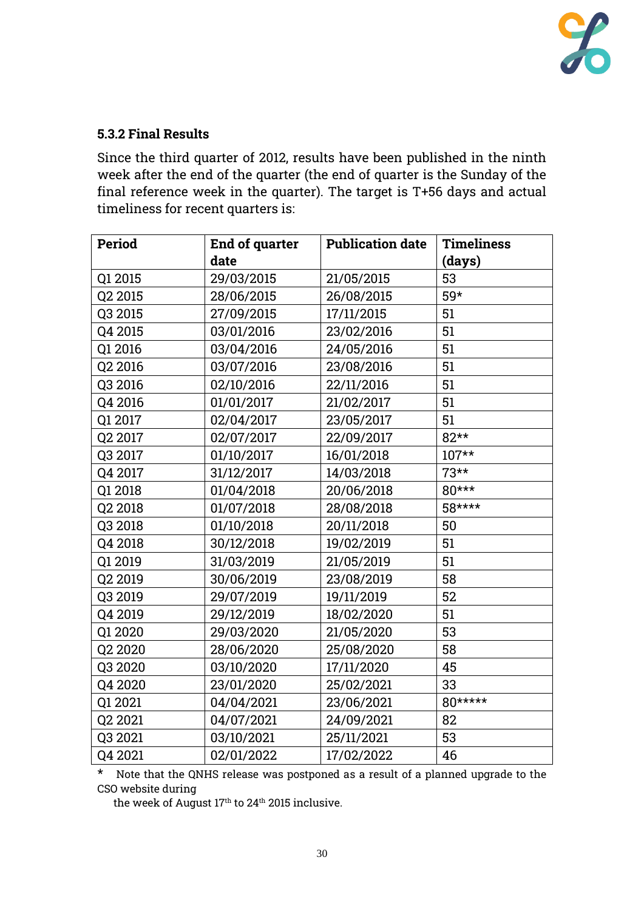### 5.3.2 Final Results

Since the third quarter of 2012, results have been published in the ninth week after the end of the quarter (the end of quarter is the Sunday of the final reference week in the quarter). The target is T+56 days and actual timeliness for recent quarters is:

| Period | End of quarter date | Publication date | Timeliness (days) |
|---|---|---|---|
| Q1 2015 | 29/03/2015 | 21/05/2015 | 53 |
| Q2 2015 | 28/06/2015 | 26/08/2015 | 59* |
| Q3 2015 | 27/09/2015 | 17/11/2015 | 51 |
| Q4 2015 | 03/01/2016 | 23/02/2016 | 51 |
| Q1 2016 | 03/04/2016 | 24/05/2016 | 51 |
| Q2 2016 | 03/07/2016 | 23/08/2016 | 51 |
| Q3 2016 | 02/10/2016 | 22/11/2016 | 51 |
| Q4 2016 | 01/01/2017 | 21/02/2017 | 51 |
| Q1 2017 | 02/04/2017 | 23/05/2017 | 51 |
| Q2 2017 | 02/07/2017 | 22/09/2017 | 82** |
| Q3 2017 | 01/10/2017 | 16/01/2018 | 107** |
| Q4 2017 | 31/12/2017 | 14/03/2018 | 73** |
| Q1 2018 | 01/04/2018 | 20/06/2018 | 80*** |
| Q2 2018 | 01/07/2018 | 28/08/2018 | 58**** |
| Q3 2018 | 01/10/2018 | 20/11/2018 | 50 |
| Q4 2018 | 30/12/2018 | 19/02/2019 | 51 |
| Q1 2019 | 31/03/2019 | 21/05/2019 | 51 |
| Q2 2019 | 30/06/2019 | 23/08/2019 | 58 |
| Q3 2019 | 29/07/2019 | 19/11/2019 | 52 |
| Q4 2019 | 29/12/2019 | 18/02/2020 | 51 |
| Q1 2020 | 29/03/2020 | 21/05/2020 | 53 |
| Q2 2020 | 28/06/2020 | 25/08/2020 | 58 |
| Q3 2020 | 03/10/2020 | 17/11/2020 | 45 |
| Q4 2020 | 23/01/2020 | 25/02/2021 | 33 |
| Q1 2021 | 04/04/2021 | 23/06/2021 | 80***** |
| Q2 2021 | 04/07/2021 | 24/09/2021 | 82 |
| Q3 2021 | 03/10/2021 | 25/11/2021 | 53 |
| Q4 2021 | 02/01/2022 | 17/02/2022 | 46 |

\* Note that the QNHS release was postponed as a result of a planned upgrade to the CSO website during the week of August 17th to 24th 2015 inclusive.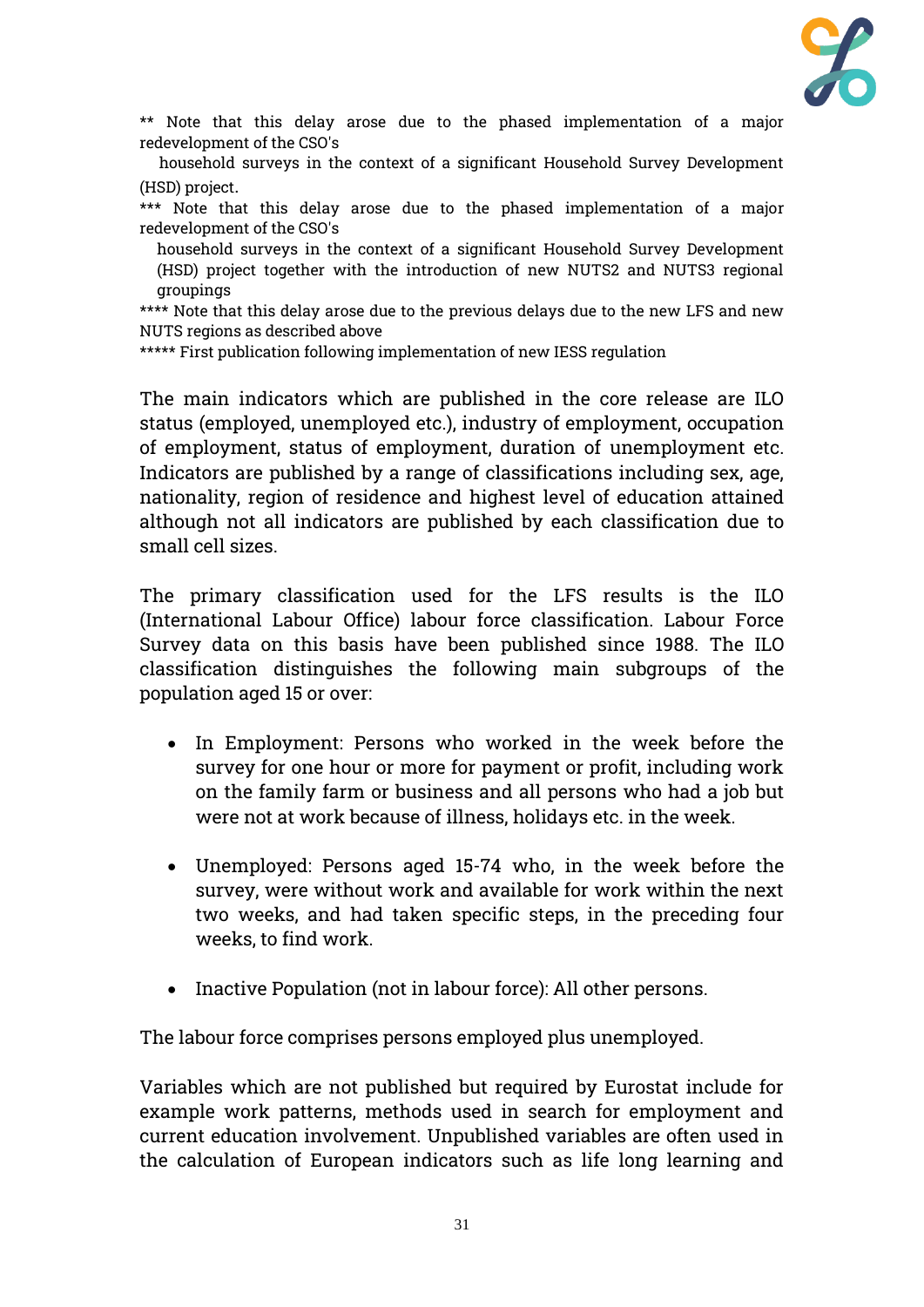** Note that this delay arose due to the phased implementation of a major redevelopment of the CSO's household surveys in the context of a significant Household Survey Development (HSD) project.

*** Note that this delay arose due to the phased implementation of a major redevelopment of the CSO's household surveys in the context of a significant Household Survey Development (HSD) project together with the introduction of new NUTS2 and NUTS3 regional groupings

**** Note that this delay arose due to the previous delays due to the new LFS and new NUTS regions as described above

***** First publication following implementation of new IESS regulation

The main indicators which are published in the core release are ILO status (employed, unemployed etc.), industry of employment, occupation of employment, status of employment, duration of unemployment etc. Indicators are published by a range of classifications including sex, age, nationality, region of residence and highest level of education attained although not all indicators are published by each classification due to small cell sizes.

The primary classification used for the LFS results is the ILO (International Labour Office) labour force classification. Labour Force Survey data on this basis have been published since 1988. The ILO classification distinguishes the following main subgroups of the population aged 15 or over:

- In Employment: Persons who worked in the week before the survey for one hour or more for payment or profit, including work on the family farm or business and all persons who had a job but were not at work because of illness, holidays etc. in the week.

- Unemployed: Persons aged 15-74 who, in the week before the survey, were without work and available for work within the next two weeks, and had taken specific steps, in the preceding four weeks, to find work.

- Inactive Population (not in labour force): All other persons.

The labour force comprises persons employed plus unemployed.

Variables which are not published but required by Eurostat include for example work patterns, methods used in search for employment and current education involvement. Unpublished variables are often used in the calculation of European indicators such as life long learning and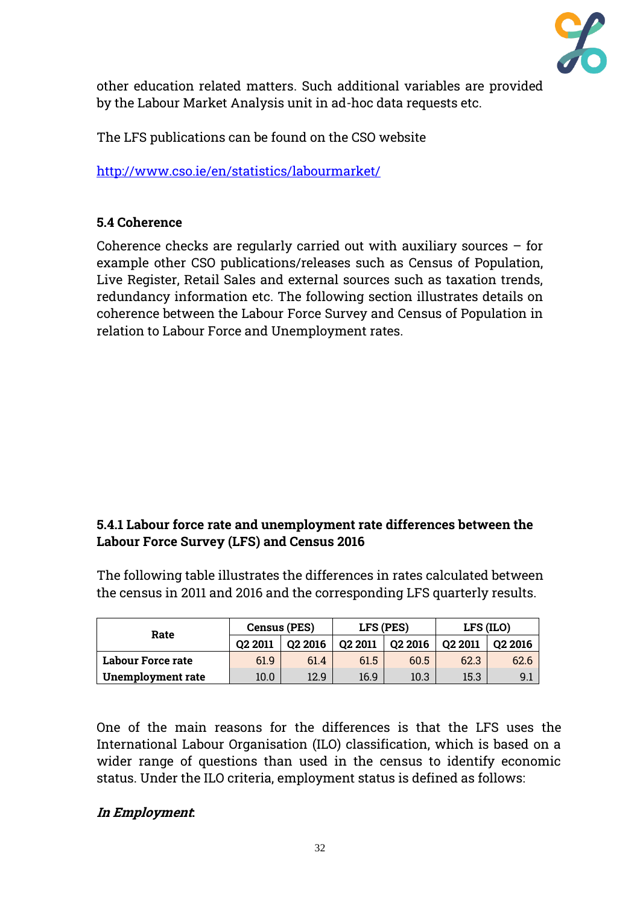other education related matters. Such additional variables are provided by the Labour Market Analysis unit in ad-hoc data requests etc.

The LFS publications can be found on the CSO website

http://www.cso.ie/en/statistics/labourmarket/

### 5.4 Coherence

Coherence checks are regularly carried out with auxiliary sources – for example other CSO publications/releases such as Census of Population, Live Register, Retail Sales and external sources such as taxation trends, redundancy information etc. The following section illustrates details on coherence between the Labour Force Survey and Census of Population in relation to Labour Force and Unemployment rates.

#### 5.4.1 Labour force rate and unemployment rate differences between the Labour Force Survey (LFS) and Census 2016

The following table illustrates the differences in rates calculated between the census in 2011 and 2016 and the corresponding LFS quarterly results.

| Rate | Census (PES) | | LFS (PES) | | LFS (ILO) | |
|---|---|---|---|---|---|---|
| | Q2 2011 | Q2 2016 | Q2 2011 | Q2 2016 | Q2 2011 | Q2 2016 |
| **Labour Force rate** | 61.9 | 61.4 | 61.5 | 60.5 | 62.3 | 62.6 |
| **Unemployment rate** | 10.0 | 12.9 | 16.9 | 10.3 | 15.3 | 9.1 |

One of the main reasons for the differences is that the LFS uses the International Labour Organisation (ILO) classification, which is based on a wider range of questions than used in the census to identify economic status. Under the ILO criteria, employment status is defined as follows:

***In Employment*:**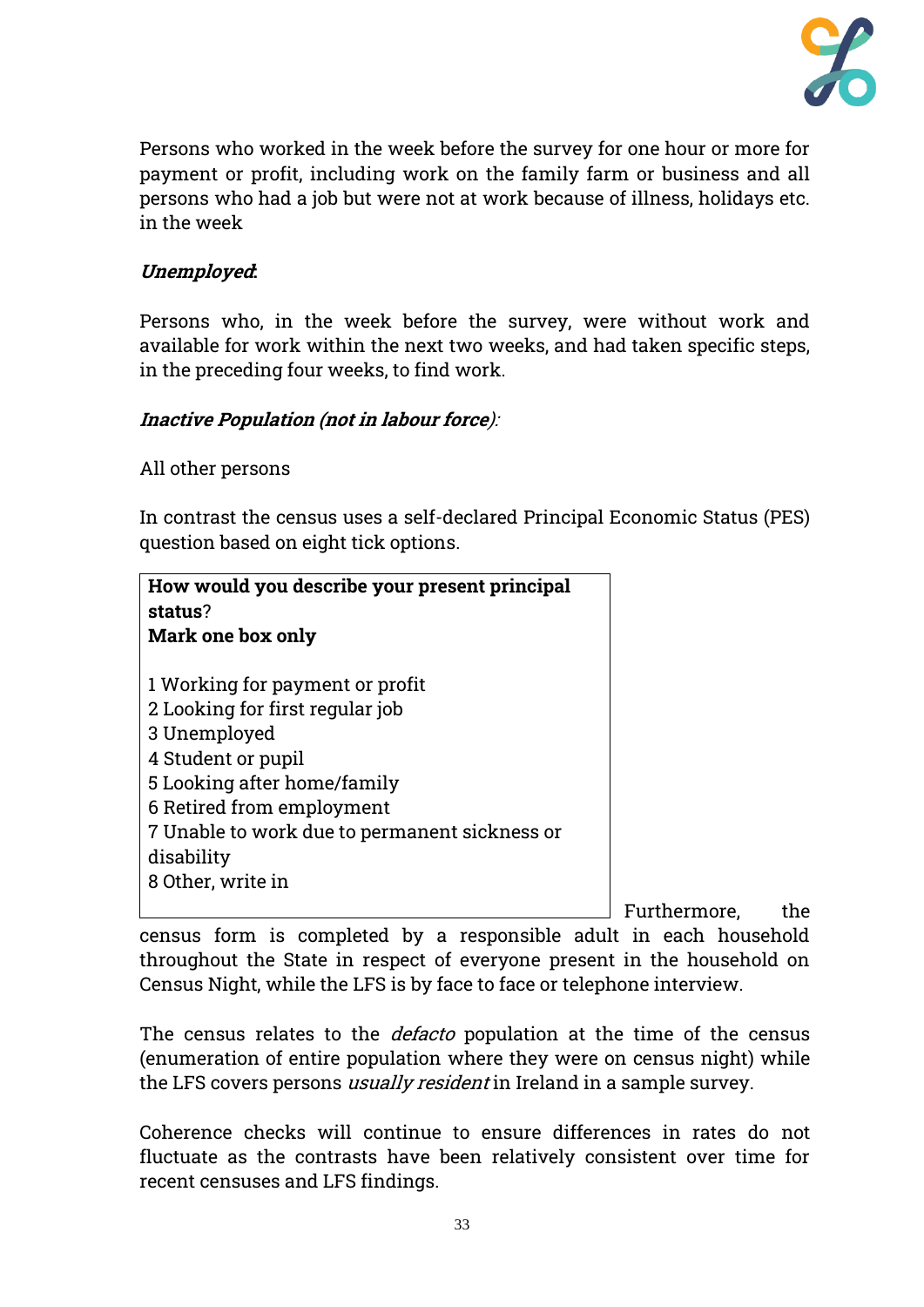Persons who worked in the week before the survey for one hour or more for payment or profit, including work on the family farm or business and all persons who had a job but were not at work because of illness, holidays etc. in the week

***Unemployed*:**

Persons who, in the week before the survey, were without work and available for work within the next two weeks, and had taken specific steps, in the preceding four weeks, to find work.

***Inactive Population (not in labour force)*:**

All other persons

In contrast the census uses a self-declared Principal Economic Status (PES) question based on eight tick options.

> **How would you describe your present principal status?**
> **Mark one box only**
>
> 1 Working for payment or profit
> 2 Looking for first regular job
> 3 Unemployed
> 4 Student or pupil
> 5 Looking after home/family
> 6 Retired from employment
> 7 Unable to work due to permanent sickness or disability
> 8 Other, write in

Furthermore, the census form is completed by a responsible adult in each household throughout the State in respect of everyone present in the household on Census Night, while the LFS is by face to face or telephone interview.

The census relates to the *defacto* population at the time of the census (enumeration of entire population where they were on census night) while the LFS covers persons *usually resident* in Ireland in a sample survey.

Coherence checks will continue to ensure differences in rates do not fluctuate as the contrasts have been relatively consistent over time for recent censuses and LFS findings.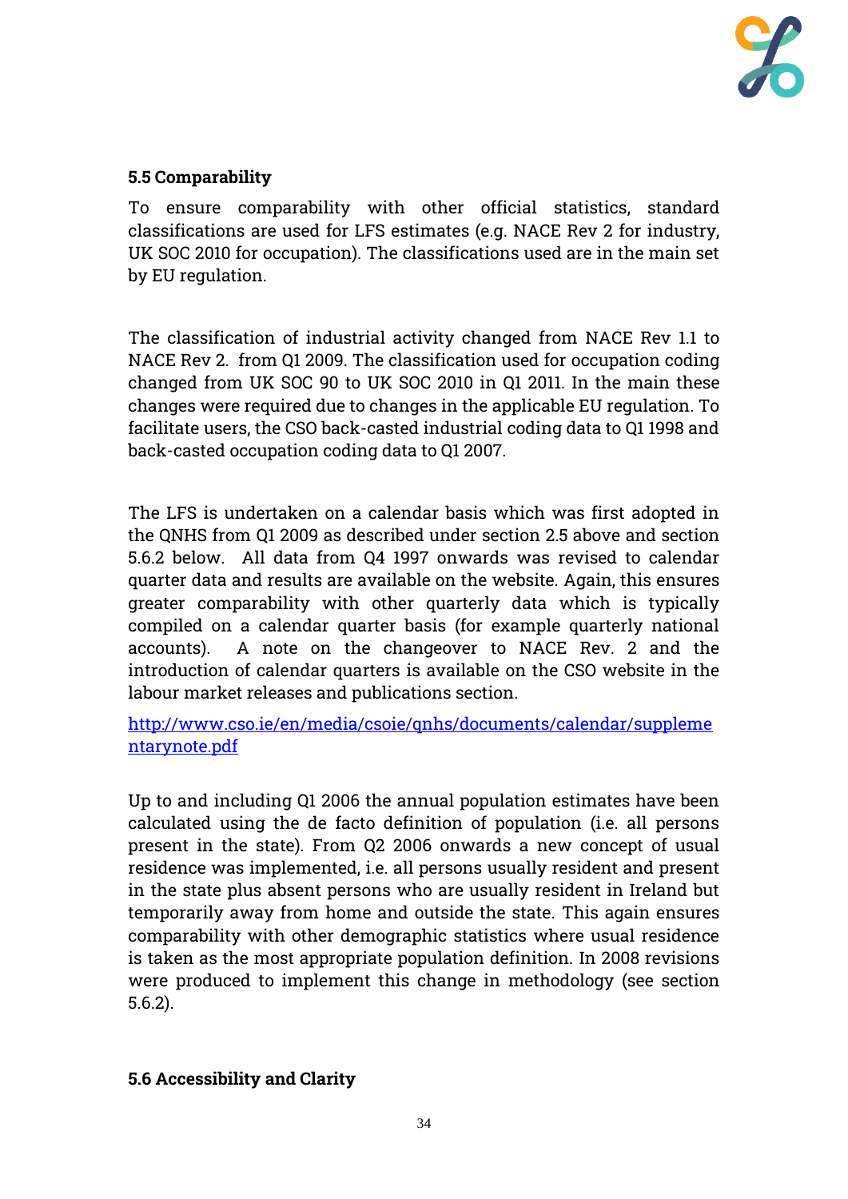### 5.5 Comparability

To ensure comparability with other official statistics, standard classifications are used for LFS estimates (e.g. NACE Rev 2 for industry, UK SOC 2010 for occupation). The classifications used are in the main set by EU regulation.

The classification of industrial activity changed from NACE Rev 1.1 to NACE Rev 2. from Q1 2009. The classification used for occupation coding changed from UK SOC 90 to UK SOC 2010 in Q1 2011. In the main these changes were required due to changes in the applicable EU regulation. To facilitate users, the CSO back-casted industrial coding data to Q1 1998 and back-casted occupation coding data to Q1 2007.

The LFS is undertaken on a calendar basis which was first adopted in the QNHS from Q1 2009 as described under section 2.5 above and section 5.6.2 below. All data from Q4 1997 onwards was revised to calendar quarter data and results are available on the website. Again, this ensures greater comparability with other quarterly data which is typically compiled on a calendar quarter basis (for example quarterly national accounts). A note on the changeover to NACE Rev. 2 and the introduction of calendar quarters is available on the CSO website in the labour market releases and publications section.

http://www.cso.ie/en/media/csoie/qnhs/documents/calendar/supplementarynote.pdf

Up to and including Q1 2006 the annual population estimates have been calculated using the de facto definition of population (i.e. all persons present in the state). From Q2 2006 onwards a new concept of usual residence was implemented, i.e. all persons usually resident and present in the state plus absent persons who are usually resident in Ireland but temporarily away from home and outside the state. This again ensures comparability with other demographic statistics where usual residence is taken as the most appropriate population definition. In 2008 revisions were produced to implement this change in methodology (see section 5.6.2).

### 5.6 Accessibility and Clarity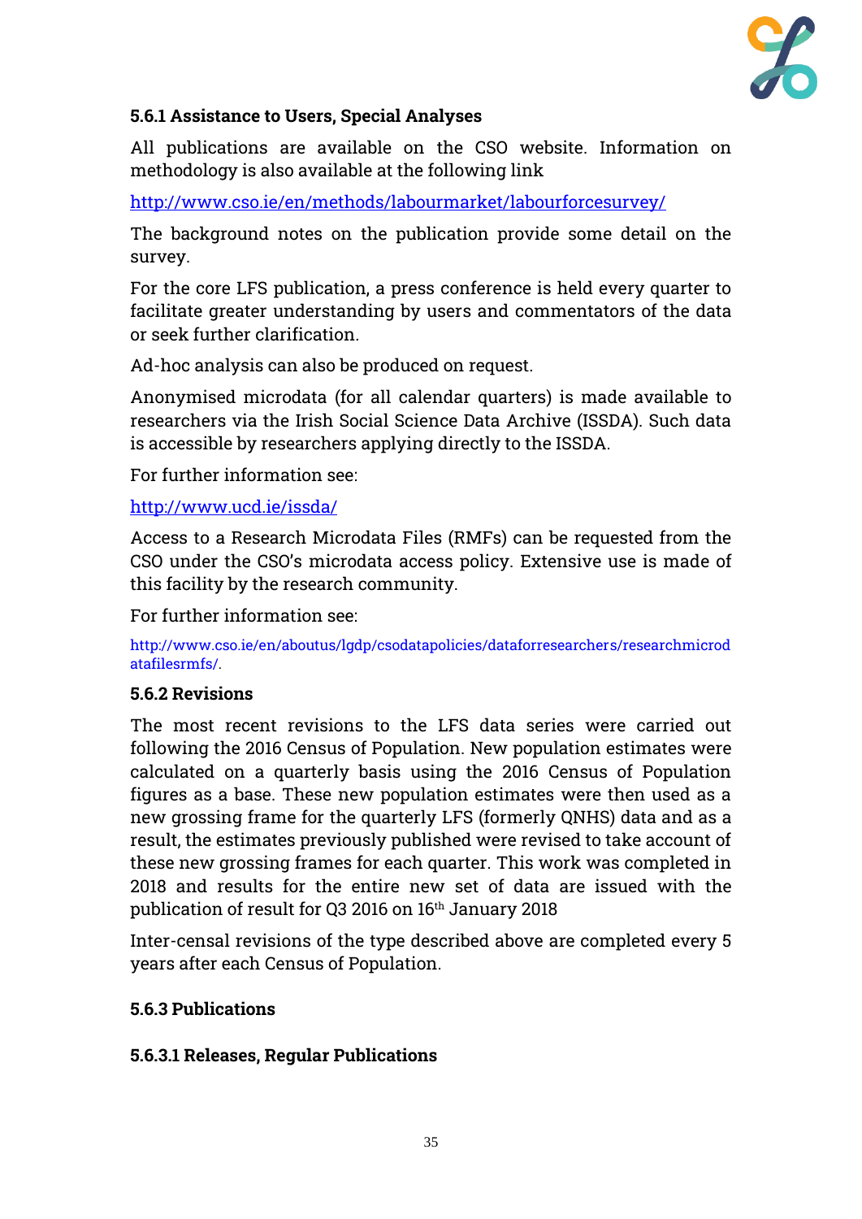#### 5.6.1 Assistance to Users, Special Analyses

All publications are available on the CSO website. Information on methodology is also available at the following link

http://www.cso.ie/en/methods/labourmarket/labourforcesurvey/

The background notes on the publication provide some detail on the survey.

For the core LFS publication, a press conference is held every quarter to facilitate greater understanding by users and commentators of the data or seek further clarification.

Ad-hoc analysis can also be produced on request.

Anonymised microdata (for all calendar quarters) is made available to researchers via the Irish Social Science Data Archive (ISSDA). Such data is accessible by researchers applying directly to the ISSDA.

For further information see:

http://www.ucd.ie/issda/

Access to a Research Microdata Files (RMFs) can be requested from the CSO under the CSO's microdata access policy. Extensive use is made of this facility by the research community.

For further information see:

http://www.cso.ie/en/aboutus/lgdp/csodatapolicies/dataforresearchers/researchmicrodatafilesrmfs/.

#### 5.6.2 Revisions

The most recent revisions to the LFS data series were carried out following the 2016 Census of Population. New population estimates were calculated on a quarterly basis using the 2016 Census of Population figures as a base. These new population estimates were then used as a new grossing frame for the quarterly LFS (formerly QNHS) data and as a result, the estimates previously published were revised to take account of these new grossing frames for each quarter. This work was completed in 2018 and results for the entire new set of data are issued with the publication of result for Q3 2016 on 16th January 2018

Inter-censal revisions of the type described above are completed every 5 years after each Census of Population.

#### 5.6.3 Publications

##### 5.6.3.1 Releases, Regular Publications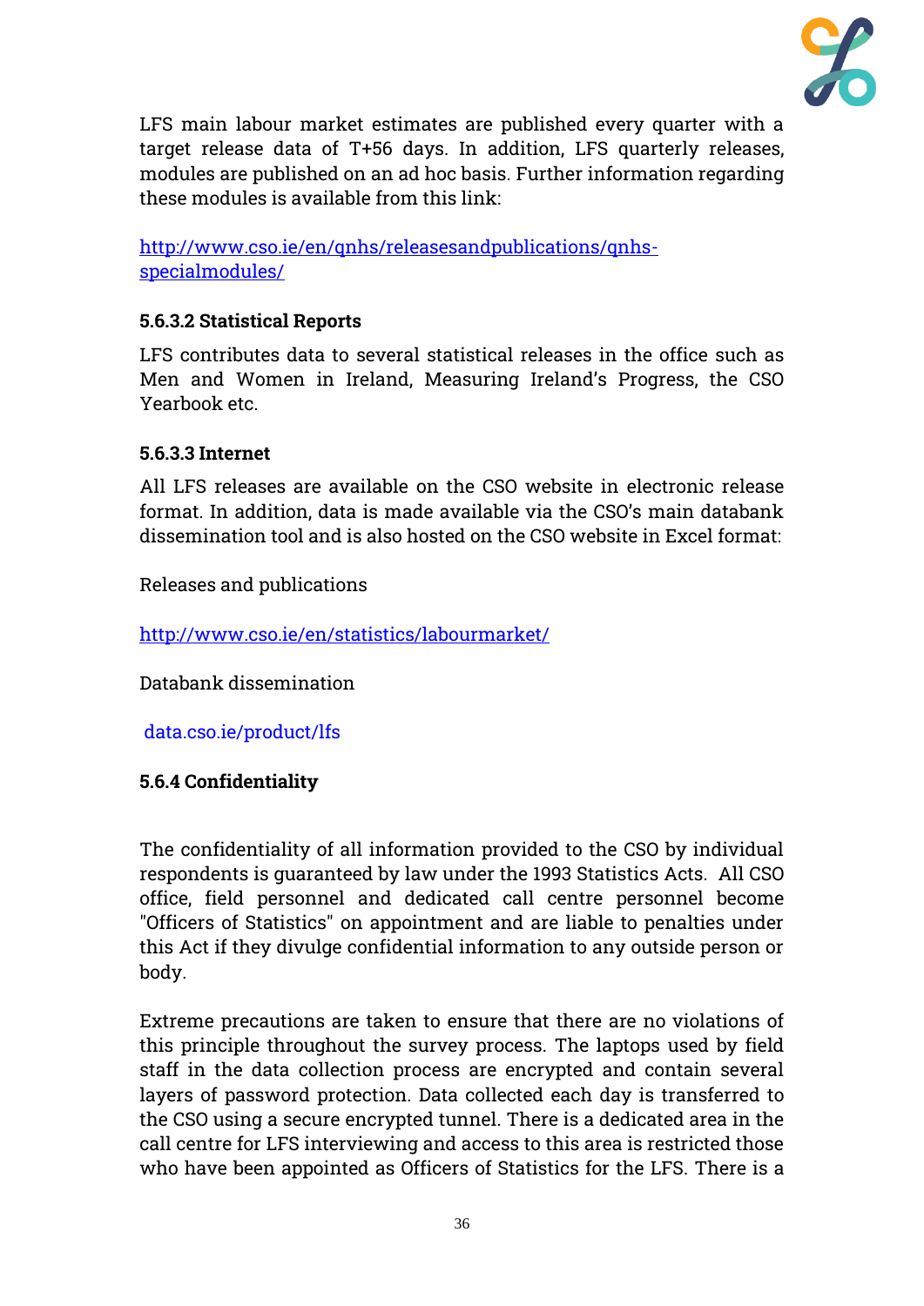LFS main labour market estimates are published every quarter with a target release data of T+56 days. In addition, LFS quarterly releases, modules are published on an ad hoc basis. Further information regarding these modules is available from this link:

http://www.cso.ie/en/qnhs/releasesandpublications/qnhs-specialmodules/

#### 5.6.3.2 Statistical Reports

LFS contributes data to several statistical releases in the office such as Men and Women in Ireland, Measuring Ireland's Progress, the CSO Yearbook etc.

#### 5.6.3.3 Internet

All LFS releases are available on the CSO website in electronic release format. In addition, data is made available via the CSO's main databank dissemination tool and is also hosted on the CSO website in Excel format:

Releases and publications

http://www.cso.ie/en/statistics/labourmarket/

Databank dissemination

data.cso.ie/product/lfs

### 5.6.4 Confidentiality

The confidentiality of all information provided to the CSO by individual respondents is guaranteed by law under the 1993 Statistics Acts. All CSO office, field personnel and dedicated call centre personnel become "Officers of Statistics" on appointment and are liable to penalties under this Act if they divulge confidential information to any outside person or body.

Extreme precautions are taken to ensure that there are no violations of this principle throughout the survey process. The laptops used by field staff in the data collection process are encrypted and contain several layers of password protection. Data collected each day is transferred to the CSO using a secure encrypted tunnel. There is a dedicated area in the call centre for LFS interviewing and access to this area is restricted those who have been appointed as Officers of Statistics for the LFS. There is a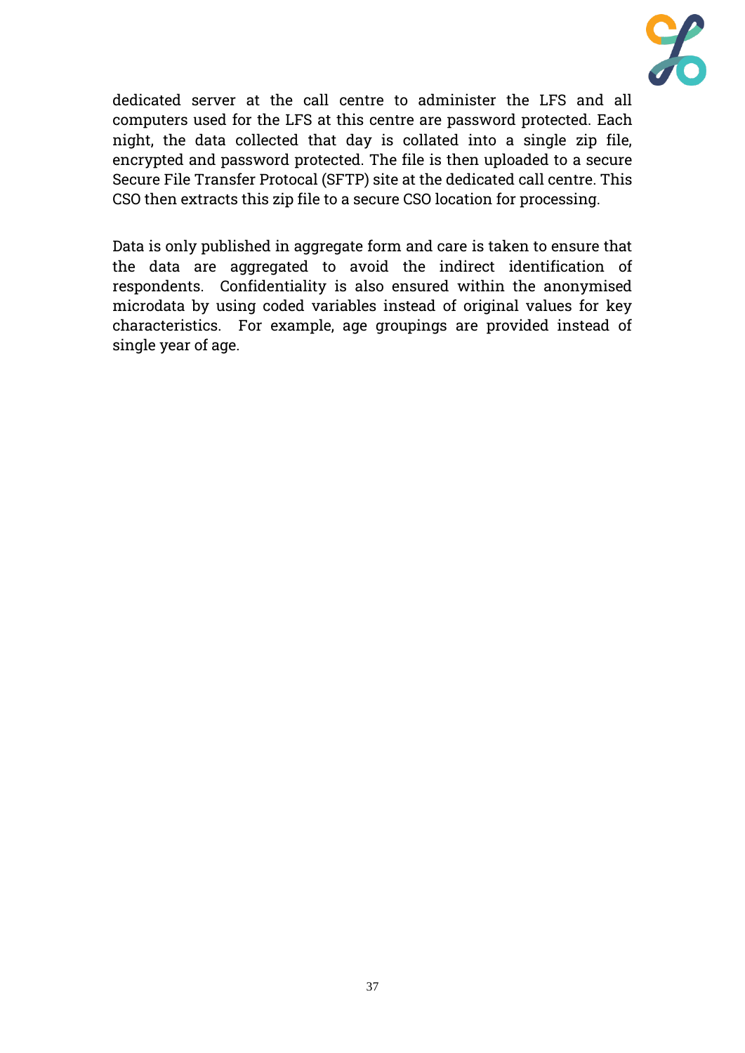dedicated server at the call centre to administer the LFS and all computers used for the LFS at this centre are password protected. Each night, the data collected that day is collated into a single zip file, encrypted and password protected. The file is then uploaded to a secure Secure File Transfer Protocal (SFTP) site at the dedicated call centre. This CSO then extracts this zip file to a secure CSO location for processing.

Data is only published in aggregate form and care is taken to ensure that the data are aggregated to avoid the indirect identification of respondents. Confidentiality is also ensured within the anonymised microdata by using coded variables instead of original values for key characteristics. For example, age groupings are provided instead of single year of age.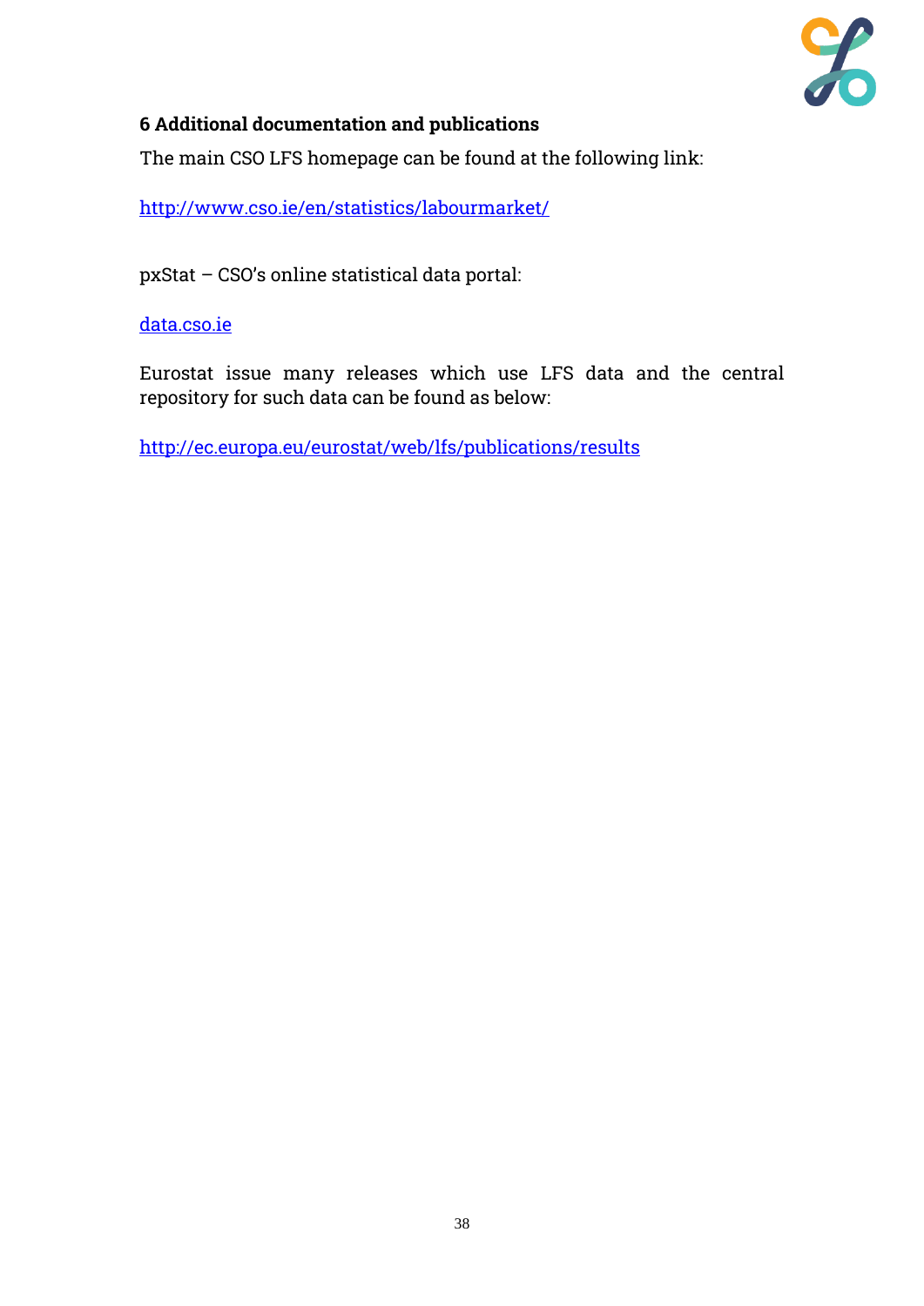## 6 Additional documentation and publications

The main CSO LFS homepage can be found at the following link:

http://www.cso.ie/en/statistics/labourmarket/

pxStat – CSO's online statistical data portal:

data.cso.ie

Eurostat issue many releases which use LFS data and the central repository for such data can be found as below:

http://ec.europa.eu/eurostat/web/lfs/publications/results